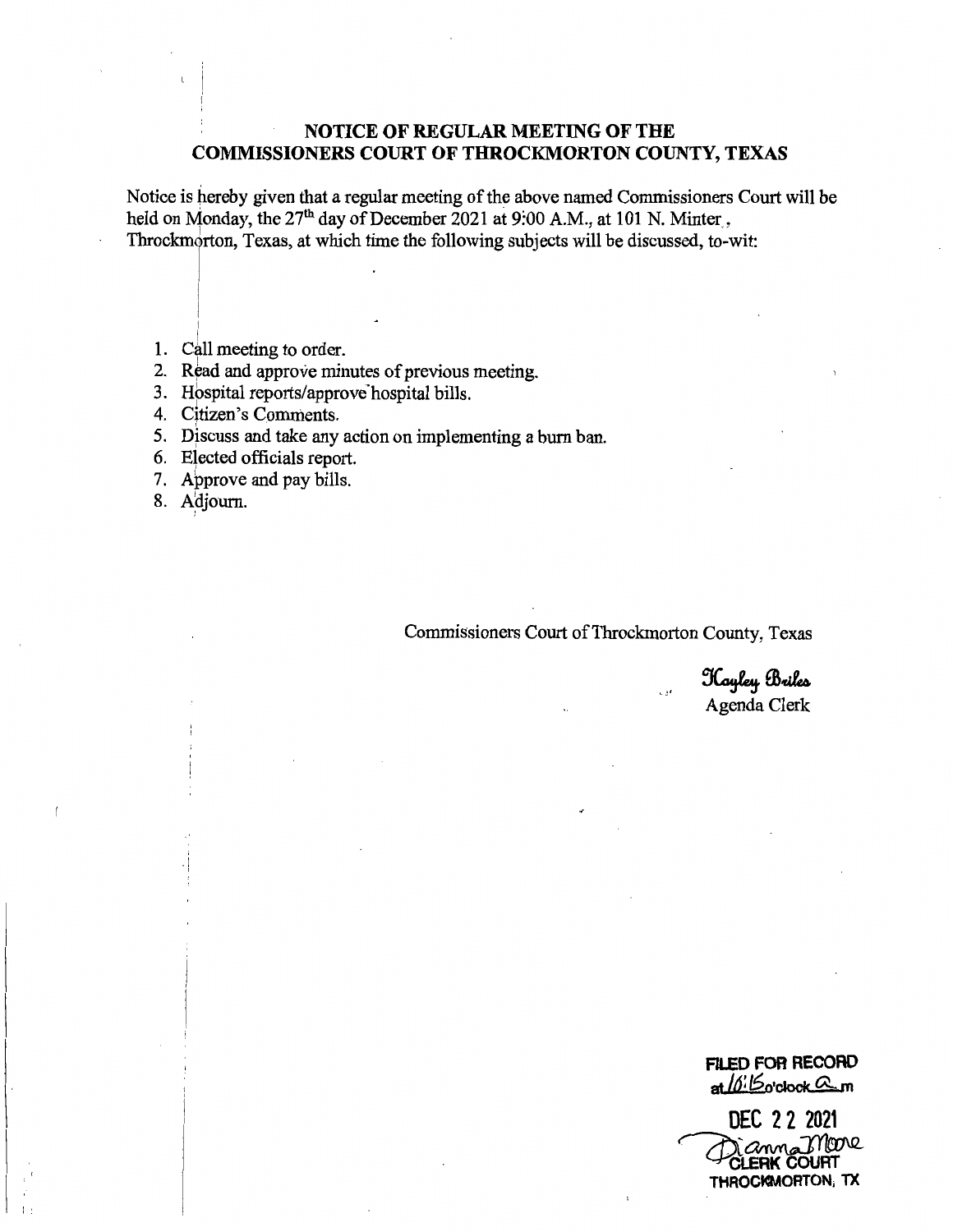## NOTICE OF REGULAR MEETING OF THE COMMISSIONERS COURT OF THROCKMORTON COUNTY, TEXAS

Notice is hereby given that a regular meeting of the above named Commissioners Court will be held on Monday, the 27th day of December 2021 at 9:00 A.M., at 101 N. Minter, Throckmorton, Texas, at which time the following subjects will be discussed, to-wit:

1. Call meeting to order.
2. Read and approve minutes of previous meeting.
3. Hospital reports/approve hospital bills.
4. Citizen's Comments.
5. Discuss and take any action on implementing a burn ban.
6. Elected officials report.
7. Approve and pay bills.
8. Adjourn.

Commissioners Court of Throckmorton County, Texas

Kayley Briles
Agenda Clerk

FILED FOR RECORD
at 10:15 o'clock a m

DEC 22 2021

Dianna Moore
CLERK COURT
THROCKMORTON, TX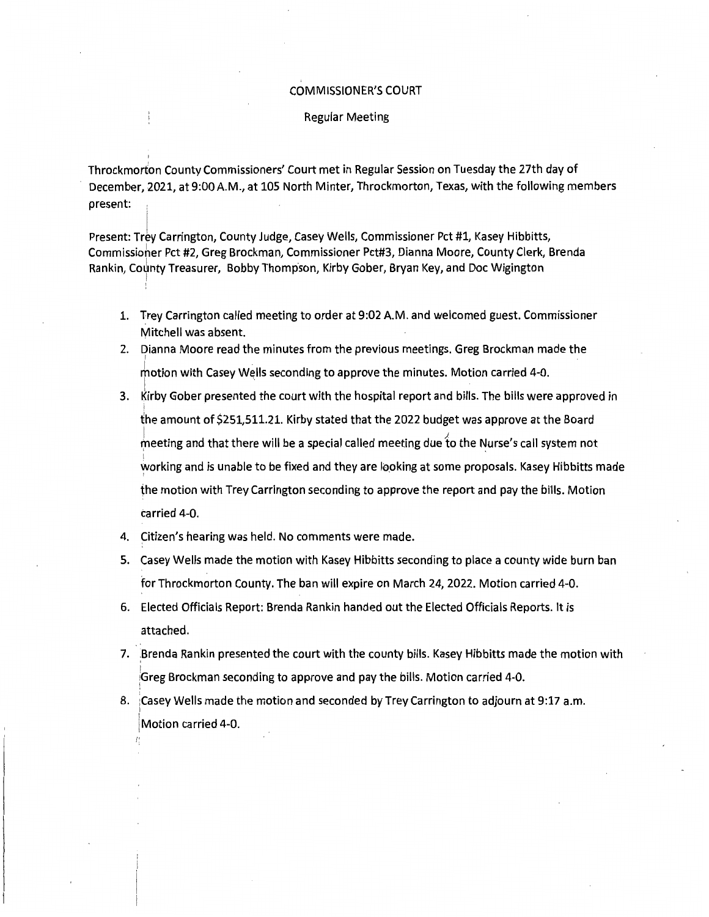COMMISSIONER'S COURT

Regular Meeting

Throckmorton County Commissioners' Court met in Regular Session on Tuesday the 27th day of December, 2021, at 9:00 A.M., at 105 North Minter, Throckmorton, Texas, with the following members present:

Present: Trey Carrington, County Judge, Casey Wells, Commissioner Pct #1, Kasey Hibbitts, Commissioner Pct #2, Greg Brockman, Commissioner Pct#3, Dianna Moore, County Clerk, Brenda Rankin, County Treasurer, Bobby Thompson, Kirby Gober, Bryan Key, and Doc Wigington

1. Trey Carrington called meeting to order at 9:02 A.M. and welcomed guest. Commissioner Mitchell was absent.
2. Dianna Moore read the minutes from the previous meetings. Greg Brockman made the motion with Casey Wells seconding to approve the minutes. Motion carried 4-0.
3. Kirby Gober presented the court with the hospital report and bills. The bills were approved in the amount of $251,511.21. Kirby stated that the 2022 budget was approve at the Board meeting and that there will be a special called meeting due to the Nurse's call system not working and is unable to be fixed and they are looking at some proposals. Kasey Hibbitts made the motion with Trey Carrington seconding to approve the report and pay the bills. Motion carried 4-0.
4. Citizen's hearing was held. No comments were made.
5. Casey Wells made the motion with Kasey Hibbitts seconding to place a county wide burn ban for Throckmorton County. The ban will expire on March 24, 2022. Motion carried 4-0.
6. Elected Officials Report: Brenda Rankin handed out the Elected Officials Reports. It is attached.
7. Brenda Rankin presented the court with the county bills. Kasey Hibbitts made the motion with Greg Brockman seconding to approve and pay the bills. Motion carried 4-0.
8. Casey Wells made the motion and seconded by Trey Carrington to adjourn at 9:17 a.m. Motion carried 4-0.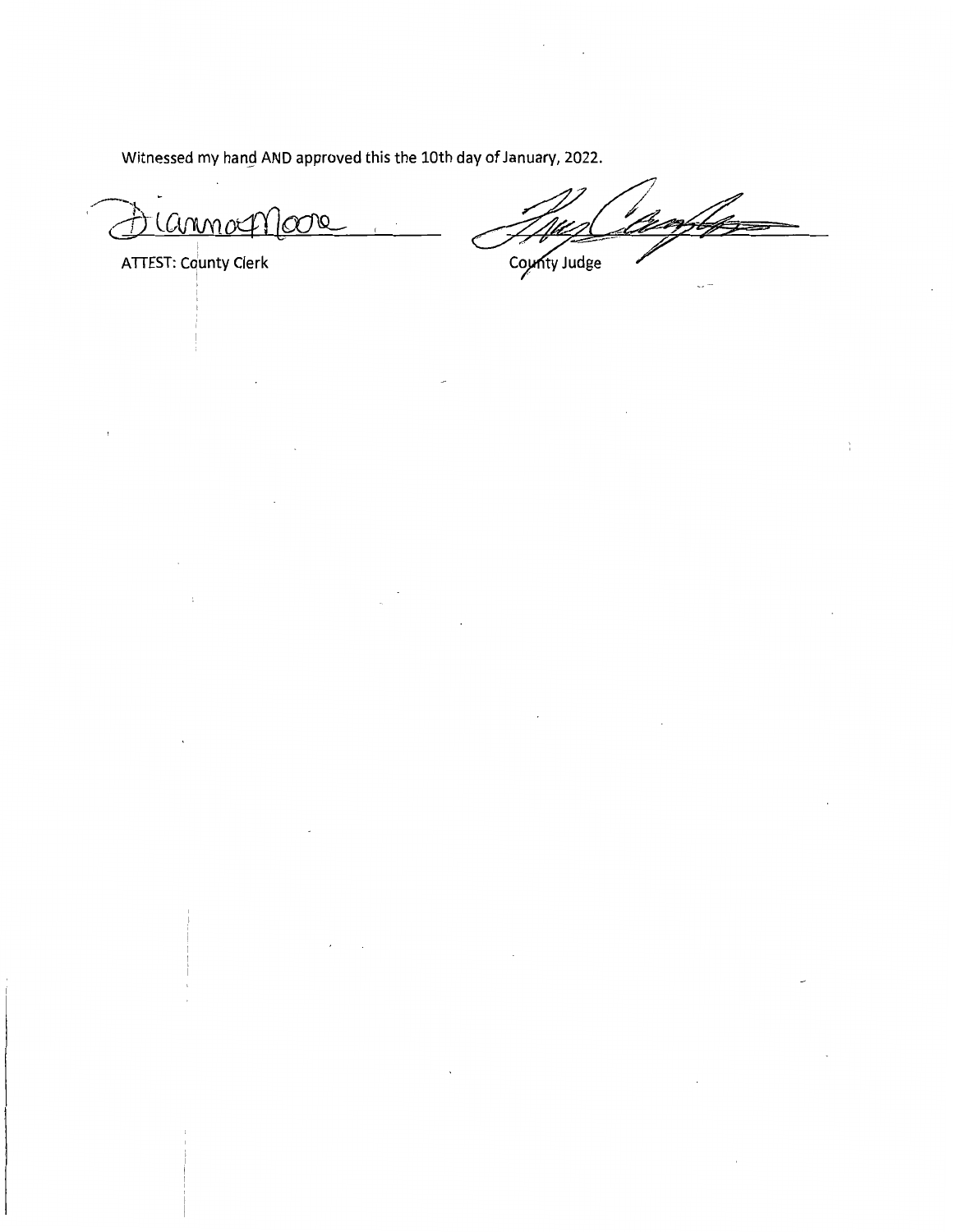Witnessed my hand AND approved this the 10th day of January, 2022.

ATTEST: County Clerk

County Judge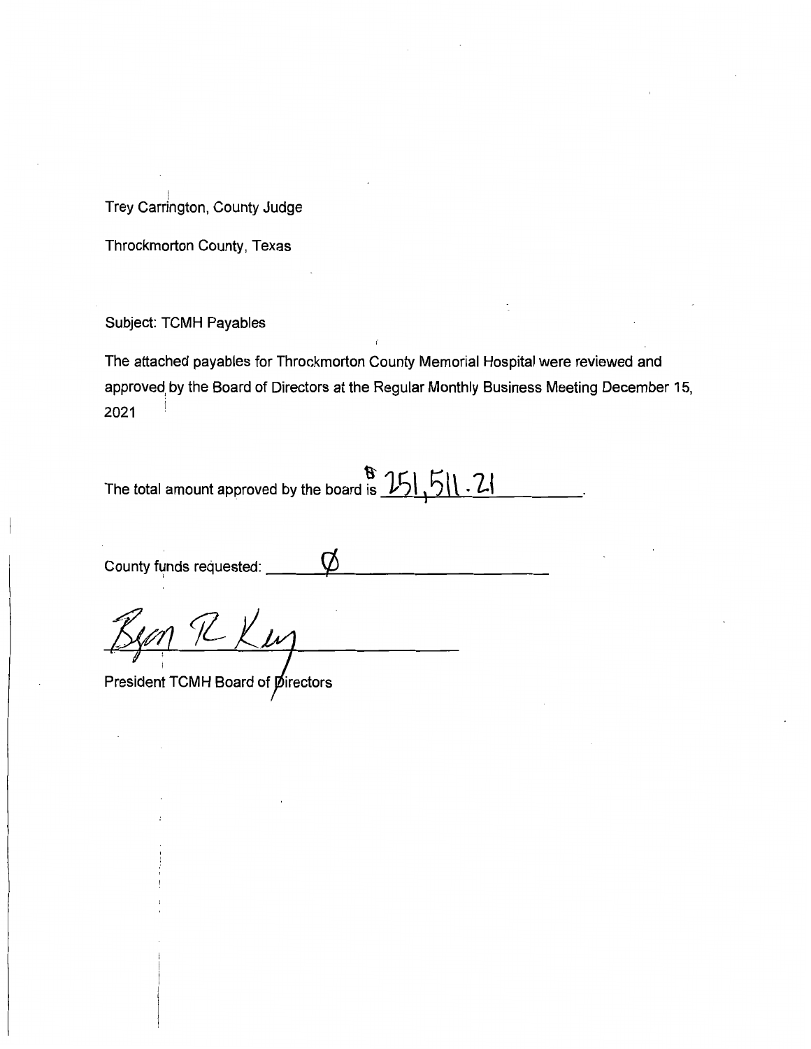Trey Carrington, County Judge

Throckmorton County, Texas

Subject: TCMH Payables

The attached payables for Throckmorton County Memorial Hospital were reviewed and approved by the Board of Directors at the Regular Monthly Business Meeting December 15, 2021

The total amount approved by the board is $251,511.21.

County funds requested: Ø

Byon R Key

President TCMH Board of Directors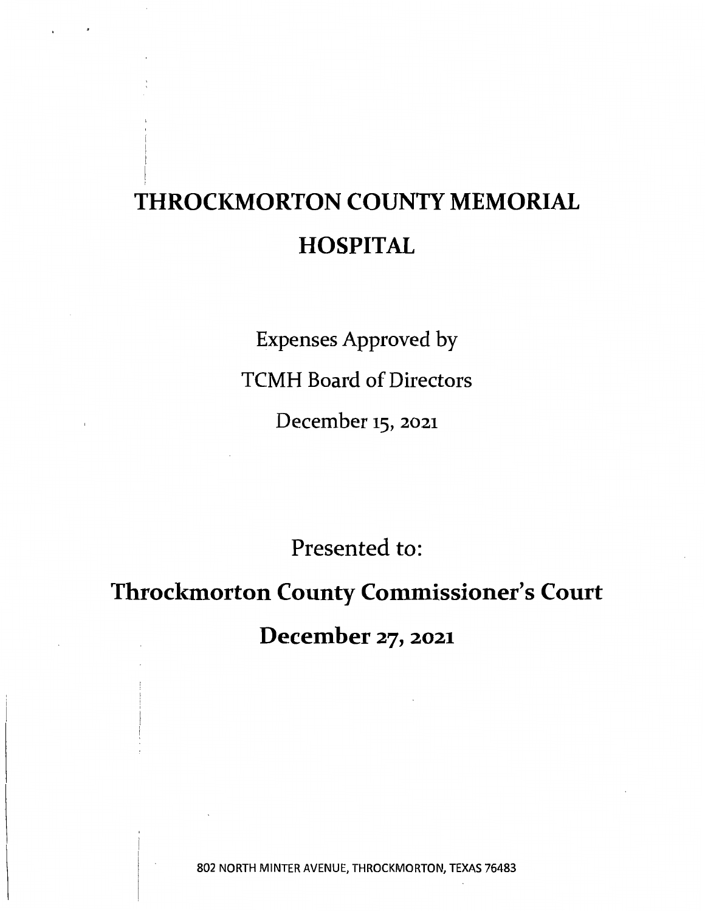# THROCKMORTON COUNTY MEMORIAL HOSPITAL

Expenses Approved by

TCMH Board of Directors

December 15, 2021

Presented to:

## Throckmorton County Commissioner's Court

## December 27, 2021

802 NORTH MINTER AVENUE, THROCKMORTON, TEXAS 76483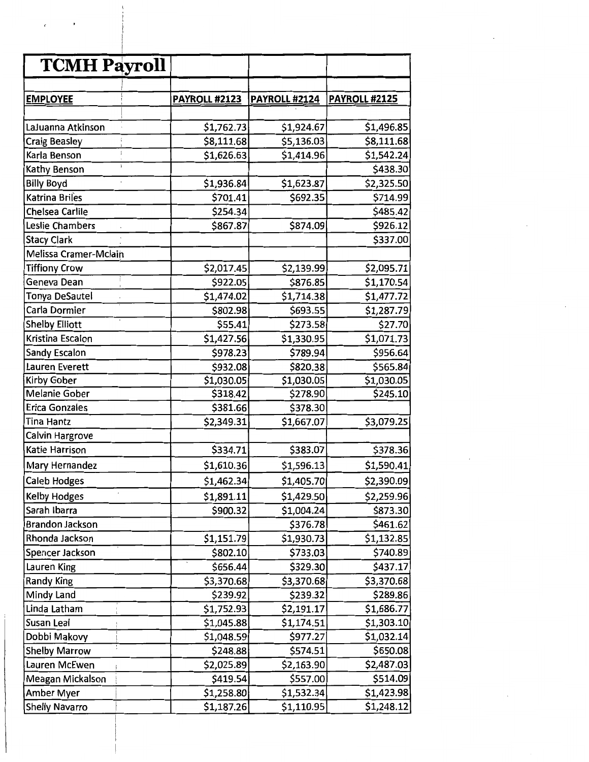| TCMH Payroll | | | |
|---|---|---|---|
| | | | |
| EMPLOYEE | PAYROLL #2123 | PAYROLL #2124 | PAYROLL #2125 |
| | | | |
| LaJuanna Atkinson | $1,762.73 | $1,924.67 | $1,496.85 |
| Craig Beasley | $8,111.68 | $5,136.03 | $8,111.68 |
| Karla Benson | $1,626.63 | $1,414.96 | $1,542.24 |
| Kathy Benson | | | $438.30 |
| Billy Boyd | $1,936.84 | $1,623.87 | $2,325.50 |
| Katrina Briles | $701.41 | $692.35 | $714.99 |
| Chelsea Carlile | $254.34 | | $485.42 |
| Leslie Chambers | $867.87 | $874.09 | $926.12 |
| Stacy Clark | | | $337.00 |
| Melissa Cramer-Mclain | | | |
| Tiffiony Crow | $2,017.45 | $2,139.99 | $2,095.71 |
| Geneva Dean | $922.05 | $876.85 | $1,170.54 |
| Tonya DeSautel | $1,474.02 | $1,714.38 | $1,477.72 |
| Carla Dormier | $802.98 | $693.55 | $1,287.79 |
| Shelby Elliott | $55.41 | $273.58 | $27.70 |
| Kristina Escalon | $1,427.56 | $1,330.95 | $1,071.73 |
| Sandy Escalon | $978.23 | $789.94 | $956.64 |
| Lauren Everett | $932.08 | $820.38 | $565.84 |
| Kirby Gober | $1,030.05 | $1,030.05 | $1,030.05 |
| Melanie Gober | $318.42 | $278.90 | $245.10 |
| Erica Gonzales | $381.66 | $378.30 | |
| Tina Hantz | $2,349.31 | $1,667.07 | $3,079.25 |
| Calvin Hargrove | | | |
| Katie Harrison | $334.71 | $383.07 | $378.36 |
| Mary Hernandez | $1,610.36 | $1,596.13 | $1,590.41 |
| Caleb Hodges | $1,462.34 | $1,405.70 | $2,390.09 |
| Kelby Hodges | $1,891.11 | $1,429.50 | $2,259.96 |
| Sarah Ibarra | $900.32 | $1,004.24 | $873.30 |
| Brandon Jackson | | $376.78 | $461.62 |
| Rhonda Jackson | $1,151.79 | $1,930.73 | $1,132.85 |
| Spencer Jackson | $802.10 | $733.03 | $740.89 |
| Lauren King | $656.44 | $329.30 | $437.17 |
| Randy King | $3,370.68 | $3,370.68 | $3,370.68 |
| Mindy Land | $239.92 | $239.32 | $289.86 |
| Linda Latham | $1,752.93 | $2,191.17 | $1,686.77 |
| Susan Leal | $1,045.88 | $1,174.51 | $1,303.10 |
| Dobbi Makovy | $1,048.59 | $977.27 | $1,032.14 |
| Shelby Marrow | $248.88 | $574.51 | $650.08 |
| Lauren McEwen | $2,025.89 | $2,163.90 | $2,487.03 |
| Meagan Mickalson | $419.54 | $557.00 | $514.09 |
| Amber Myer | $1,258.80 | $1,532.34 | $1,423.98 |
| Shelly Navarro | $1,187.26 | $1,110.95 | $1,248.12 |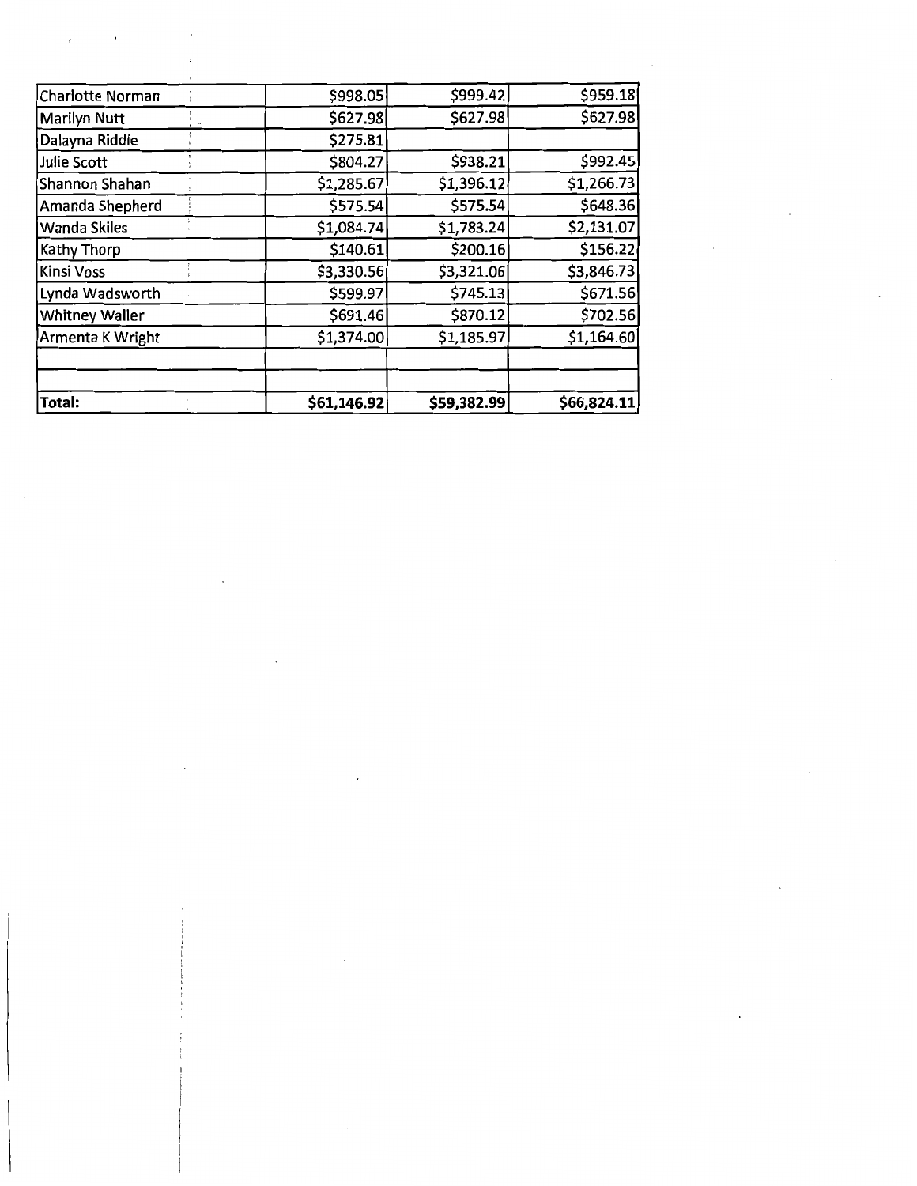| Charlotte Norman | $998.05 | $999.42 | $959.18 |
|---|---|---|---|
| Marilyn Nutt | $627.98 | $627.98 | $627.98 |
| Dalayna Riddie | $275.81 | | |
| Julie Scott | $804.27 | $938.21 | $992.45 |
| Shannon Shahan | $1,285.67 | $1,396.12 | $1,266.73 |
| Amanda Shepherd | $575.54 | $575.54 | $648.36 |
| Wanda Skiles | $1,084.74 | $1,783.24 | $2,131.07 |
| Kathy Thorp | $140.61 | $200.16 | $156.22 |
| Kinsi Voss | $3,330.56 | $3,321.06 | $3,846.73 |
| Lynda Wadsworth | $599.97 | $745.13 | $671.56 |
| Whitney Waller | $691.46 | $870.12 | $702.56 |
| Armenta K Wright | $1,374.00 | $1,185.97 | $1,164.60 |
| | | | |
| | | | |
| **Total:** | **$61,146.92** | **$59,382.99** | **$66,824.11** |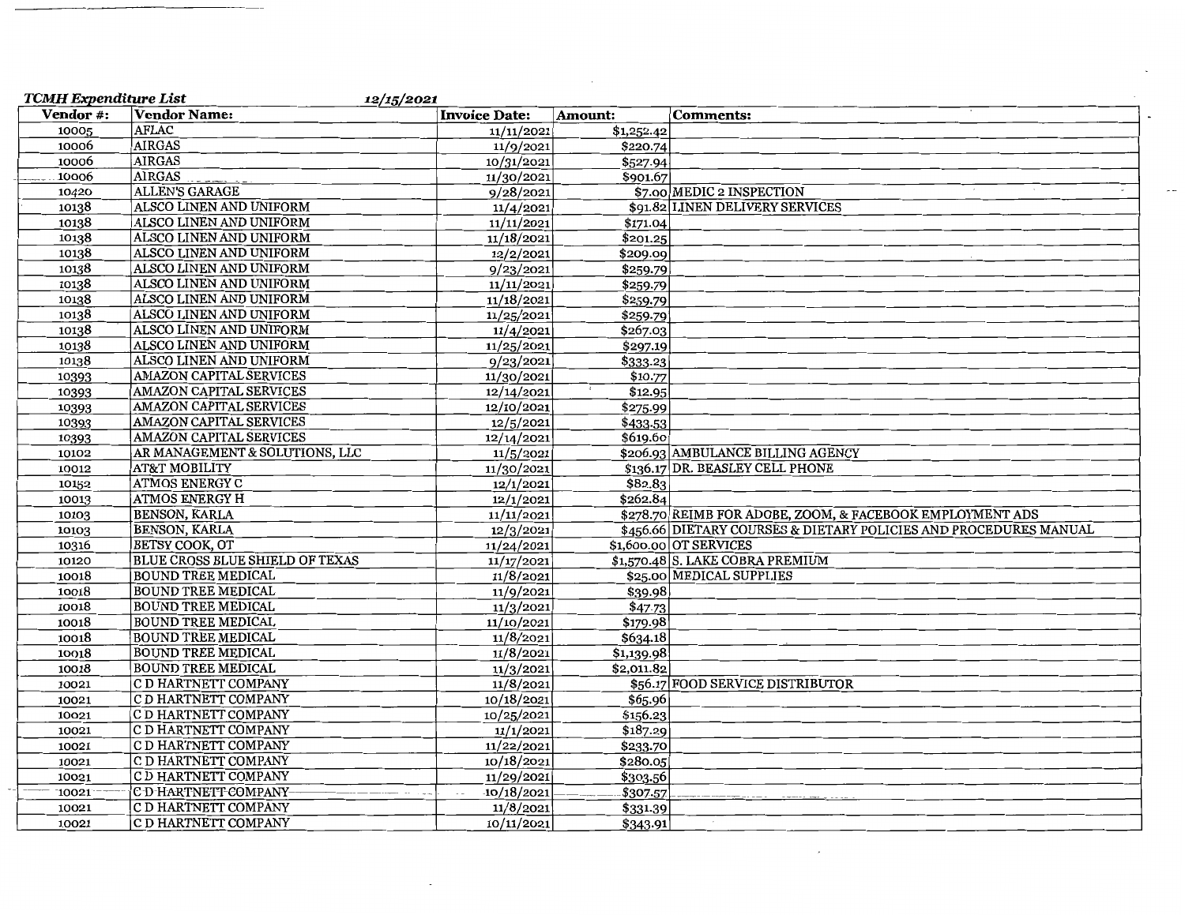*TCMH Expenditure List* *12/15/2021*

| Vendor #: | Vendor Name: | Invoice Date: | Amount: | Comments: |
|---|---|---|---|---|
| 10005 | AFLAC | 11/11/2021 | $1,252.42 | |
| 10006 | AIRGAS | 11/9/2021 | $220.74 | |
| 10006 | AIRGAS | 10/31/2021 | $527.94 | |
| 10006 | AIRGAS | 11/30/2021 | $901.67 | |
| 10420 | ALLEN'S GARAGE | 9/28/2021 | $7.00 | MEDIC 2 INSPECTION |
| 10138 | ALSCO LINEN AND UNIFORM | 11/4/2021 | $91.82 | LINEN DELIVERY SERVICES |
| 10138 | ALSCO LINEN AND UNIFORM | 11/11/2021 | $171.04 | |
| 10138 | ALSCO LINEN AND UNIFORM | 11/18/2021 | $201.25 | |
| 10138 | ALSCO LINEN AND UNIFORM | 12/2/2021 | $209.09 | |
| 10138 | ALSCO LINEN AND UNIFORM | 9/23/2021 | $259.79 | |
| 10138 | ALSCO LINEN AND UNIFORM | 11/11/2021 | $259.79 | |
| 10138 | ALSCO LINEN AND UNIFORM | 11/18/2021 | $259.79 | |
| 10138 | ALSCO LINEN AND UNIFORM | 11/25/2021 | $259.79 | |
| 10138 | ALSCO LINEN AND UNIFORM | 11/4/2021 | $267.03 | |
| 10138 | ALSCO LINEN AND UNIFORM | 11/25/2021 | $297.19 | |
| 10138 | ALSCO LINEN AND UNIFORM | 9/23/2021 | $333.23 | |
| 10393 | AMAZON CAPITAL SERVICES | 11/30/2021 | $10.77 | |
| 10393 | AMAZON CAPITAL SERVICES | 12/14/2021 | $12.95 | |
| 10393 | AMAZON CAPITAL SERVICES | 12/10/2021 | $275.99 | |
| 10393 | AMAZON CAPITAL SERVICES | 12/5/2021 | $433.53 | |
| 10393 | AMAZON CAPITAL SERVICES | 12/14/2021 | $619.60 | |
| 10102 | AR MANAGEMENT & SOLUTIONS, LLC | 11/5/2021 | $206.93 | AMBULANCE BILLING AGENCY |
| 10012 | AT&T MOBILITY | 11/30/2021 | $136.17 | DR. BEASLEY CELL PHONE |
| 10152 | ATMOS ENERGY C | 12/1/2021 | $82.83 | |
| 10013 | ATMOS ENERGY H | 12/1/2021 | $262.84 | |
| 10103 | BENSON, KARLA | 11/11/2021 | $278.70 | REIMB FOR ADOBE, ZOOM, & FACEBOOK EMPLOYMENT ADS |
| 10103 | BENSON, KARLA | 12/3/2021 | $456.66 | DIETARY COURSES & DIETARY POLICIES AND PROCEDURES MANUAL |
| 10316 | BETSY COOK, OT | 11/24/2021 | $1,600.00 | OT SERVICES |
| 10120 | BLUE CROSS BLUE SHIELD OF TEXAS | 11/17/2021 | $1,570.48 | S. LAKE COBRA PREMIUM |
| 10018 | BOUND TREE MEDICAL | 11/8/2021 | $25.00 | MEDICAL SUPPLIES |
| 10018 | BOUND TREE MEDICAL | 11/9/2021 | $39.98 | |
| 10018 | BOUND TREE MEDICAL | 11/3/2021 | $47.73 | |
| 10018 | BOUND TREE MEDICAL | 11/10/2021 | $179.98 | |
| 10018 | BOUND TREE MEDICAL | 11/8/2021 | $634.18 | |
| 10018 | BOUND TREE MEDICAL | 11/8/2021 | $1,139.98 | |
| 10018 | BOUND TREE MEDICAL | 11/3/2021 | $2,011.82 | |
| 10021 | C D HARTNETT COMPANY | 11/8/2021 | $56.17 | FOOD SERVICE DISTRIBUTOR |
| 10021 | C D HARTNETT COMPANY | 10/18/2021 | $65.96 | |
| 10021 | C D HARTNETT COMPANY | 10/25/2021 | $156.23 | |
| 10021 | C D HARTNETT COMPANY | 11/1/2021 | $187.29 | |
| 10021 | C D HARTNETT COMPANY | 11/22/2021 | $233.70 | |
| 10021 | C D HARTNETT COMPANY | 10/18/2021 | $280.05 | |
| 10021 | C D HARTNETT COMPANY | 11/29/2021 | $303.56 | |
| 10021 | C D HARTNETT COMPANY | 10/18/2021 | $307.57 | |
| 10021 | C D HARTNETT COMPANY | 11/8/2021 | $331.39 | |
| 10021 | C D HARTNETT COMPANY | 10/11/2021 | $343.91 | |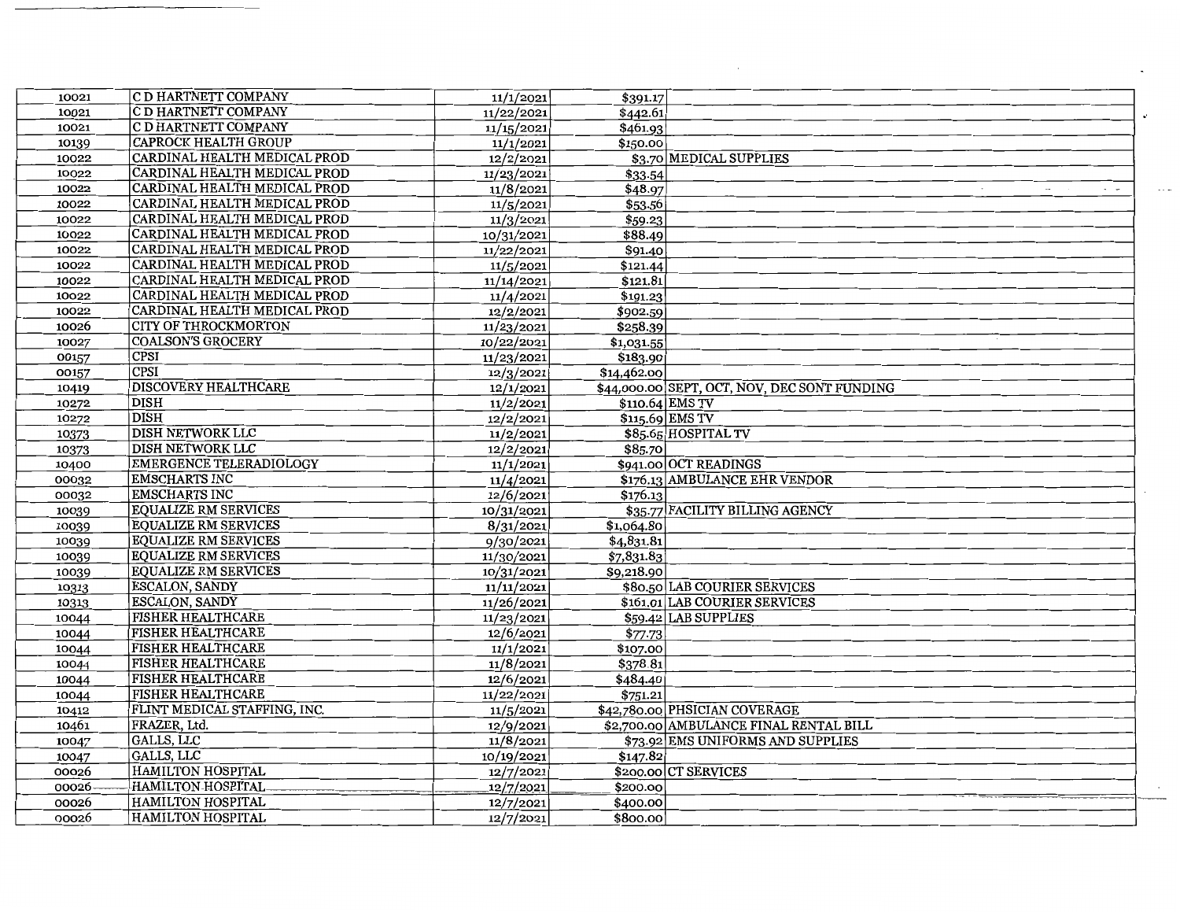| | | | | |
|---|---|---|---|---|
| 10021 | C D HARTNETT COMPANY | 11/1/2021 | $391.17 | |
| 10021 | C D HARTNETT COMPANY | 11/22/2021 | $442.61 | |
| 10021 | C D HARTNETT COMPANY | 11/15/2021 | $461.93 | |
| 10139 | CAPROCK HEALTH GROUP | 11/1/2021 | $150.00 | |
| 10022 | CARDINAL HEALTH MEDICAL PROD | 12/2/2021 | $3.70 | MEDICAL SUPPLIES |
| 10022 | CARDINAL HEALTH MEDICAL PROD | 11/23/2021 | $33.54 | |
| 10022 | CARDINAL HEALTH MEDICAL PROD | 11/8/2021 | $48.97 | |
| 10022 | CARDINAL HEALTH MEDICAL PROD | 11/5/2021 | $53.56 | |
| 10022 | CARDINAL HEALTH MEDICAL PROD | 11/3/2021 | $59.23 | |
| 10022 | CARDINAL HEALTH MEDICAL PROD | 10/31/2021 | $88.49 | |
| 10022 | CARDINAL HEALTH MEDICAL PROD | 11/22/2021 | $91.40 | |
| 10022 | CARDINAL HEALTH MEDICAL PROD | 11/5/2021 | $121.44 | |
| 10022 | CARDINAL HEALTH MEDICAL PROD | 11/14/2021 | $121.81 | |
| 10022 | CARDINAL HEALTH MEDICAL PROD | 11/4/2021 | $191.23 | |
| 10022 | CARDINAL HEALTH MEDICAL PROD | 12/2/2021 | $902.59 | |
| 10026 | CITY OF THROCKMORTON | 11/23/2021 | $258.39 | |
| 10027 | COALSON'S GROCERY | 10/22/2021 | $1,031.55 | |
| 00157 | CPSI | 11/23/2021 | $183.90 | |
| 00157 | CPSI | 12/3/2021 | $14,462.00 | |
| 10419 | DISCOVERY HEALTHCARE | 12/1/2021 | $44,000.00 | SEPT, OCT, NOV, DEC SONT FUNDING |
| 10272 | DISH | 11/2/2021 | $110.64 | EMS TV |
| 10272 | DISH | 12/2/2021 | $115.69 | EMS TV |
| 10373 | DISH NETWORK LLC | 11/2/2021 | $85.65 | HOSPITAL TV |
| 10373 | DISH NETWORK LLC | 12/2/2021 | $85.70 | |
| 10400 | EMERGENCE TELERADIOLOGY | 11/1/2021 | $941.00 | OCT READINGS |
| 00032 | EMSCHARTS INC | 11/4/2021 | $176.13 | AMBULANCE EHR VENDOR |
| 00032 | EMSCHARTS INC | 12/6/2021 | $176.13 | |
| 10039 | EQUALIZE RM SERVICES | 10/31/2021 | $35.77 | FACILITY BILLING AGENCY |
| 10039 | EQUALIZE RM SERVICES | 8/31/2021 | $1,064.80 | |
| 10039 | EQUALIZE RM SERVICES | 9/30/2021 | $4,831.81 | |
| 10039 | EQUALIZE RM SERVICES | 11/30/2021 | $7,831.83 | |
| 10039 | EQUALIZE RM SERVICES | 10/31/2021 | $9,218.90 | |
| 10313 | ESCALON, SANDY | 11/11/2021 | $80.50 | LAB COURIER SERVICES |
| 10313 | ESCALON, SANDY | 11/26/2021 | $161.01 | LAB COURIER SERVICES |
| 10044 | FISHER HEALTHCARE | 11/23/2021 | $59.42 | LAB SUPPLIES |
| 10044 | FISHER HEALTHCARE | 12/6/2021 | $77.73 | |
| 10044 | FISHER HEALTHCARE | 11/1/2021 | $107.00 | |
| 10044 | FISHER HEALTHCARE | 11/8/2021 | $378.81 | |
| 10044 | FISHER HEALTHCARE | 12/6/2021 | $484.40 | |
| 10044 | FISHER HEALTHCARE | 11/22/2021 | $751.21 | |
| 10412 | FLINT MEDICAL STAFFING, INC. | 11/5/2021 | $42,780.00 | PHSICIAN COVERAGE |
| 10461 | FRAZER, Ltd. | 12/9/2021 | $2,700.00 | AMBULANCE FINAL RENTAL BILL |
| 10047 | GALLS, LLC | 11/8/2021 | $73.92 | EMS UNIFORMS AND SUPPLIES |
| 10047 | GALLS, LLC | 10/19/2021 | $147.82 | |
| 00026 | HAMILTON HOSPITAL | 12/7/2021 | $200.00 | CT SERVICES |
| 00026 | HAMILTON HOSPITAL | 12/7/2021 | $200.00 | |
| 00026 | HAMILTON HOSPITAL | 12/7/2021 | $400.00 | |
| 00026 | HAMILTON HOSPITAL | 12/7/2021 | $800.00 | |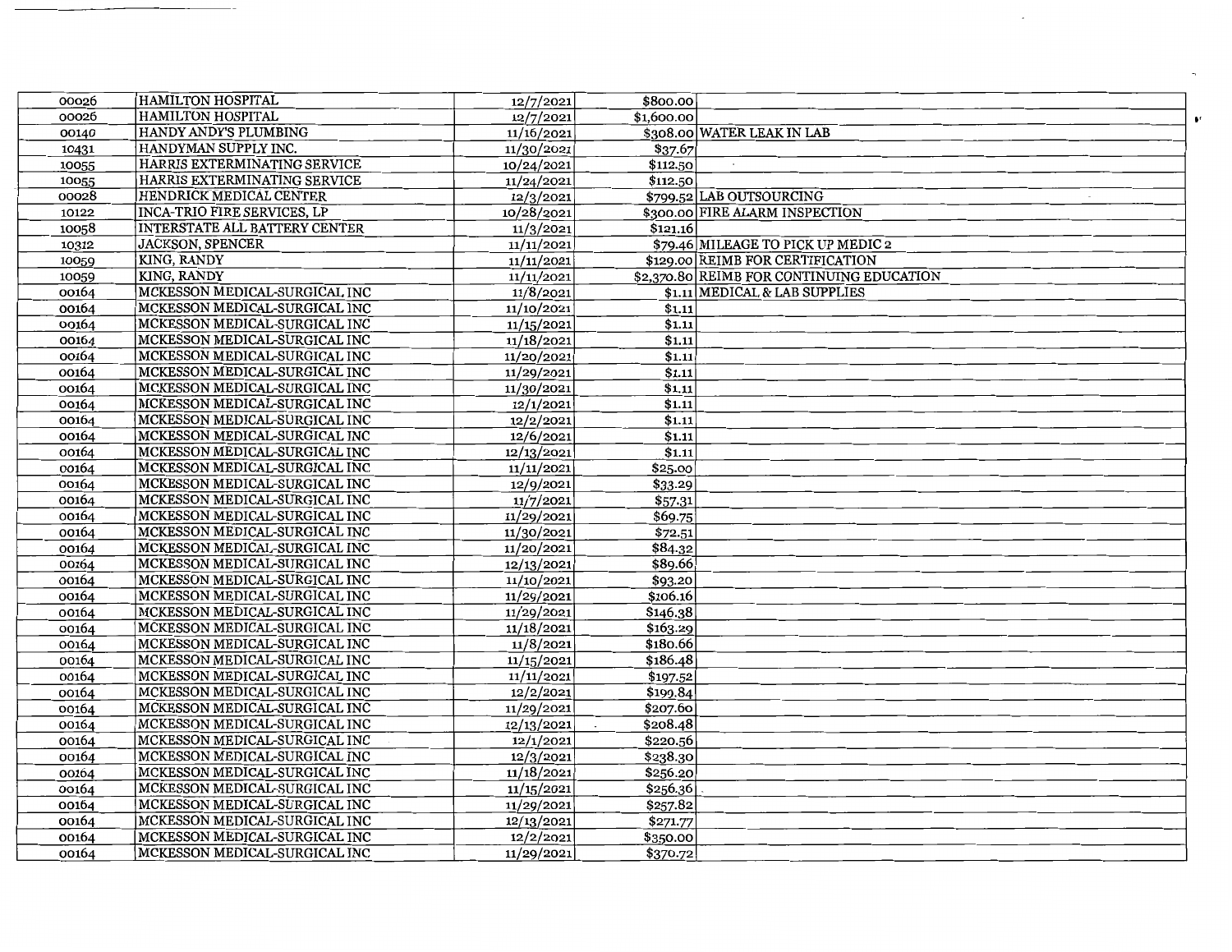| | | | | |
|---|---|---|---|---|
| 00026 | HAMILTON HOSPITAL | 12/7/2021 | $800.00 | |
| 00026 | HAMILTON HOSPITAL | 12/7/2021 | $1,600.00 | |
| 00140 | HANDY ANDY'S PLUMBING | 11/16/2021 | $308.00 | WATER LEAK IN LAB |
| 10431 | HANDYMAN SUPPLY INC. | 11/30/2021 | $37.67 | |
| 10055 | HARRIS EXTERMINATING SERVICE | 10/24/2021 | $112.50 | |
| 10055 | HARRIS EXTERMINATING SERVICE | 11/24/2021 | $112.50 | |
| 00028 | HENDRICK MEDICAL CENTER | 12/3/2021 | $799.52 | LAB OUTSOURCING |
| 10122 | INCA-TRIO FIRE SERVICES, LP | 10/28/2021 | $300.00 | FIRE ALARM INSPECTION |
| 10058 | INTERSTATE ALL BATTERY CENTER | 11/3/2021 | $121.16 | |
| 10312 | JACKSON, SPENCER | 11/11/2021 | $79.46 | MILEAGE TO PICK UP MEDIC 2 |
| 10059 | KING, RANDY | 11/11/2021 | $129.00 | REIMB FOR CERTIFICATION |
| 10059 | KING, RANDY | 11/11/2021 | $2,370.80 | REIMB FOR CONTINUING EDUCATION |
| 00164 | MCKESSON MEDICAL-SURGICAL INC | 11/8/2021 | $1.11 | MEDICAL & LAB SUPPLIES |
| 00164 | MCKESSON MEDICAL-SURGICAL INC | 11/10/2021 | $1.11 | |
| 00164 | MCKESSON MEDICAL-SURGICAL INC | 11/15/2021 | $1.11 | |
| 00164 | MCKESSON MEDICAL-SURGICAL INC | 11/18/2021 | $1.11 | |
| 00164 | MCKESSON MEDICAL-SURGICAL INC | 11/20/2021 | $1.11 | |
| 00164 | MCKESSON MEDICAL-SURGICAL INC | 11/29/2021 | $1.11 | |
| 00164 | MCKESSON MEDICAL-SURGICAL INC | 11/30/2021 | $1.11 | |
| 00164 | MCKESSON MEDICAL-SURGICAL INC | 12/1/2021 | $1.11 | |
| 00164 | MCKESSON MEDICAL-SURGICAL INC | 12/2/2021 | $1.11 | |
| 00164 | MCKESSON MEDICAL-SURGICAL INC | 12/6/2021 | $1.11 | |
| 00164 | MCKESSON MEDICAL-SURGICAL INC | 12/13/2021 | $1.11 | |
| 00164 | MCKESSON MEDICAL-SURGICAL INC | 11/11/2021 | $25.00 | |
| 00164 | MCKESSON MEDICAL-SURGICAL INC | 12/9/2021 | $33.29 | |
| 00164 | MCKESSON MEDICAL-SURGICAL INC | 11/7/2021 | $57.31 | |
| 00164 | MCKESSON MEDICAL-SURGICAL INC | 11/29/2021 | $69.75 | |
| 00164 | MCKESSON MEDICAL-SURGICAL INC | 11/30/2021 | $72.51 | |
| 00164 | MCKESSON MEDICAL-SURGICAL INC | 11/20/2021 | $84.32 | |
| 00164 | MCKESSON MEDICAL-SURGICAL INC | 12/13/2021 | $89.66 | |
| 00164 | MCKESSON MEDICAL-SURGICAL INC | 11/10/2021 | $93.20 | |
| 00164 | MCKESSON MEDICAL-SURGICAL INC | 11/29/2021 | $106.16 | |
| 00164 | MCKESSON MEDICAL-SURGICAL INC | 11/29/2021 | $146.38 | |
| 00164 | MCKESSON MEDICAL-SURGICAL INC | 11/18/2021 | $163.29 | |
| 00164 | MCKESSON MEDICAL-SURGICAL INC | 11/8/2021 | $180.66 | |
| 00164 | MCKESSON MEDICAL-SURGICAL INC | 11/15/2021 | $186.48 | |
| 00164 | MCKESSON MEDICAL-SURGICAL INC | 11/11/2021 | $197.52 | |
| 00164 | MCKESSON MEDICAL-SURGICAL INC | 12/2/2021 | $199.84 | |
| 00164 | MCKESSON MEDICAL-SURGICAL INC | 11/29/2021 | $207.60 | |
| 00164 | MCKESSON MEDICAL-SURGICAL INC | 12/13/2021 | $208.48 | |
| 00164 | MCKESSON MEDICAL-SURGICAL INC | 12/1/2021 | $220.56 | |
| 00164 | MCKESSON MEDICAL-SURGICAL INC | 12/3/2021 | $238.30 | |
| 00164 | MCKESSON MEDICAL-SURGICAL INC | 11/18/2021 | $256.20 | |
| 00164 | MCKESSON MEDICAL-SURGICAL INC | 11/15/2021 | $256.36 | |
| 00164 | MCKESSON MEDICAL-SURGICAL INC | 11/29/2021 | $257.82 | |
| 00164 | MCKESSON MEDICAL-SURGICAL INC | 12/13/2021 | $271.77 | |
| 00164 | MCKESSON MEDICAL-SURGICAL INC | 12/2/2021 | $350.00 | |
| 00164 | MCKESSON MEDICAL-SURGICAL INC | 11/29/2021 | $370.72 | |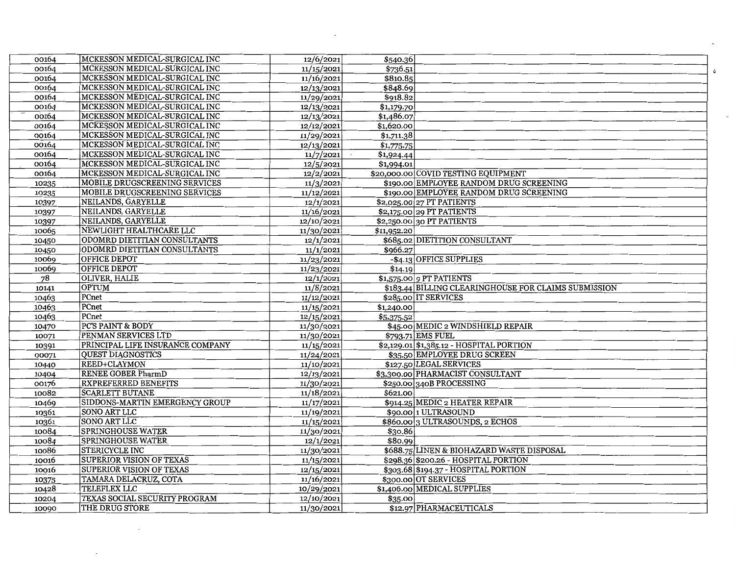| | | | | |
|---|---|---|---|---|
| 00164 | MCKESSON MEDICAL-SURGICAL INC | 12/6/2021 | $540.36 | |
| 00164 | MCKESSON MEDICAL-SURGICAL INC | 11/15/2021 | $736.51 | |
| 00164 | MCKESSON MEDICAL-SURGICAL INC | 11/16/2021 | $810.85 | |
| 00164 | MCKESSON MEDICAL-SURGICAL INC | 12/13/2021 | $848.69 | |
| 00164 | MCKESSON MEDICAL-SURGICAL INC | 11/29/2021 | $918.82 | |
| 00164 | MCKESSON MEDICAL-SURGICAL INC | 12/13/2021 | $1,179.70 | |
| 00164 | MCKESSON MEDICAL-SURGICAL INC | 12/13/2021 | $1,486.07 | |
| 00164 | MCKESSON MEDICAL-SURGICAL INC | 12/12/2021 | $1,620.00 | |
| 00164 | MCKESSON MEDICAL-SURGICAL INC | 11/29/2021 | $1,711.38 | |
| 00164 | MCKESSON MEDICAL-SURGICAL INC | 12/13/2021 | $1,775.75 | |
| 00164 | MCKESSON MEDICAL-SURGICAL INC | 11/7/2021 | $1,924.44 | |
| 00164 | MCKESSON MEDICAL-SURGICAL INC | 12/5/2021 | $1,994.01 | |
| 00164 | MCKESSON MEDICAL-SURGICAL INC | 12/2/2021 | $20,000.00 | COVID TESTING EQUIPMENT |
| 10235 | MOBILE DRUGSCREENING SERVICES | 11/3/2021 | $190.00 | EMPLOYEE RANDOM DRUG SCREENING |
| 10235 | MOBILE DRUGSCREENING SERVICES | 11/12/2021 | $190.00 | EMPLOYEE RANDOM DRUG SCREENING |
| 10397 | NEILANDS, GARYELLE | 12/1/2021 | $2,025.00 | 27 PT PATIENTS |
| 10397 | NEILANDS, GARYELLE | 11/16/2021 | $2,175.00 | 29 PT PATIENTS |
| 10397 | NEILANDS, GARYELLE | 12/10/2021 | $2,250.00 | 30 PT PATIENTS |
| 10065 | NEWLIGHT HEALTHCARE LLC | 11/30/2021 | $11,952.20 | |
| 10450 | ODOMRD DIETITIAN CONSULTANTS | 12/1/2021 | $685.02 | DIETITION CONSULTANT |
| 10450 | ODOMRD DIETITIAN CONSULTANTS | 11/1/2021 | $966.27 | |
| 10069 | OFFICE DEPOT | 11/23/2021 | -$4.13 | OFFICE SUPPLIES |
| 10069 | OFFICE DEPOT | 11/23/2021 | $14.19 | |
| 78 | OLIVER, HALIE | 12/1/2021 | $1,575.00 | 9 PT PATIENTS |
| 10141 | OPTUM | 11/8/2021 | $183.44 | BILLING CLEARINGHOUSE FOR CLAIMS SUBMISSION |
| 10463 | PCnet | 11/12/2021 | $285.00 | IT SERVICES |
| 10463 | PCnet | 11/15/2021 | $1,240.00 | |
| 10463 | PCnet | 12/15/2021 | $5,375.52 | |
| 10470 | PC'S PAINT & BODY | 11/30/2021 | $45.00 | MEDIC 2 WINDSHIELD REPAIR |
| 10071 | PENMAN SERVICES LTD | 11/30/2021 | $793.71 | EMS FUEL |
| 10391 | PRINCIPAL LIFE INSURANCE COMPANY | 11/15/2021 | $2,129.01 | $1,385.12 - HOSPITAL PORTION |
| 00071 | QUEST DIAGNOSTICS | 11/24/2021 | $35.50 | EMPLOYEE DRUG SCREEN |
| 10440 | REED+CLAYMON | 11/10/2021 | $127.50 | LEGAL SERVICES |
| 10404 | RENEE GOBER PharmD | 12/13/2021 | $3,300.00 | PHARMACIST CONSULTANT |
| 00176 | RXPREFERRED BENEFITS | 11/30/2021 | $250.00 | 340B PROCESSING |
| 10082 | SCARLETT BUTANE | 11/18/2021 | $621.00 | |
| 10469 | SIDDONS-MARTIN EMERGENCY GROUP | 11/17/2021 | $914.25 | MEDIC 2 HEATER REPAIR |
| 10361 | SONO ART LLC | 11/19/2021 | $90.00 | 1 ULTRASOUND |
| 10361 | SONO ART LLC | 11/15/2021 | $860.00 | 3 ULTRASOUNDS, 2 ECHOS |
| 10084 | SPRINGHOUSE WATER | 11/30/2021 | $30.86 | |
| 10084 | SPRINGHOUSE WATER | 12/1/2021 | $80.99 | |
| 10086 | STERICYCLE INC | 11/30/2021 | $688.75 | LINEN & BIOHAZARD WASTE DISPOSAL |
| 10016 | SUPERIOR VISION OF TEXAS | 11/15/2021 | $298.36 | $200.26 - HOSPITAL PORTION |
| 10016 | SUPERIOR VISION OF TEXAS | 12/15/2021 | $303.68 | $194.37 - HOSPITAL PORTION |
| 10375 | TAMARA DELACRUZ, COTA | 11/16/2021 | $300.00 | OT SERVICES |
| 10428 | TELEFLEX LLC | 10/29/2021 | $1,406.00 | MEDICAL SUPPLIES |
| 10204 | TEXAS SOCIAL SECURITY PROGRAM | 12/10/2021 | $35.00 | |
| 10090 | THE DRUG STORE | 11/30/2021 | $12.97 | PHARMACEUTICALS |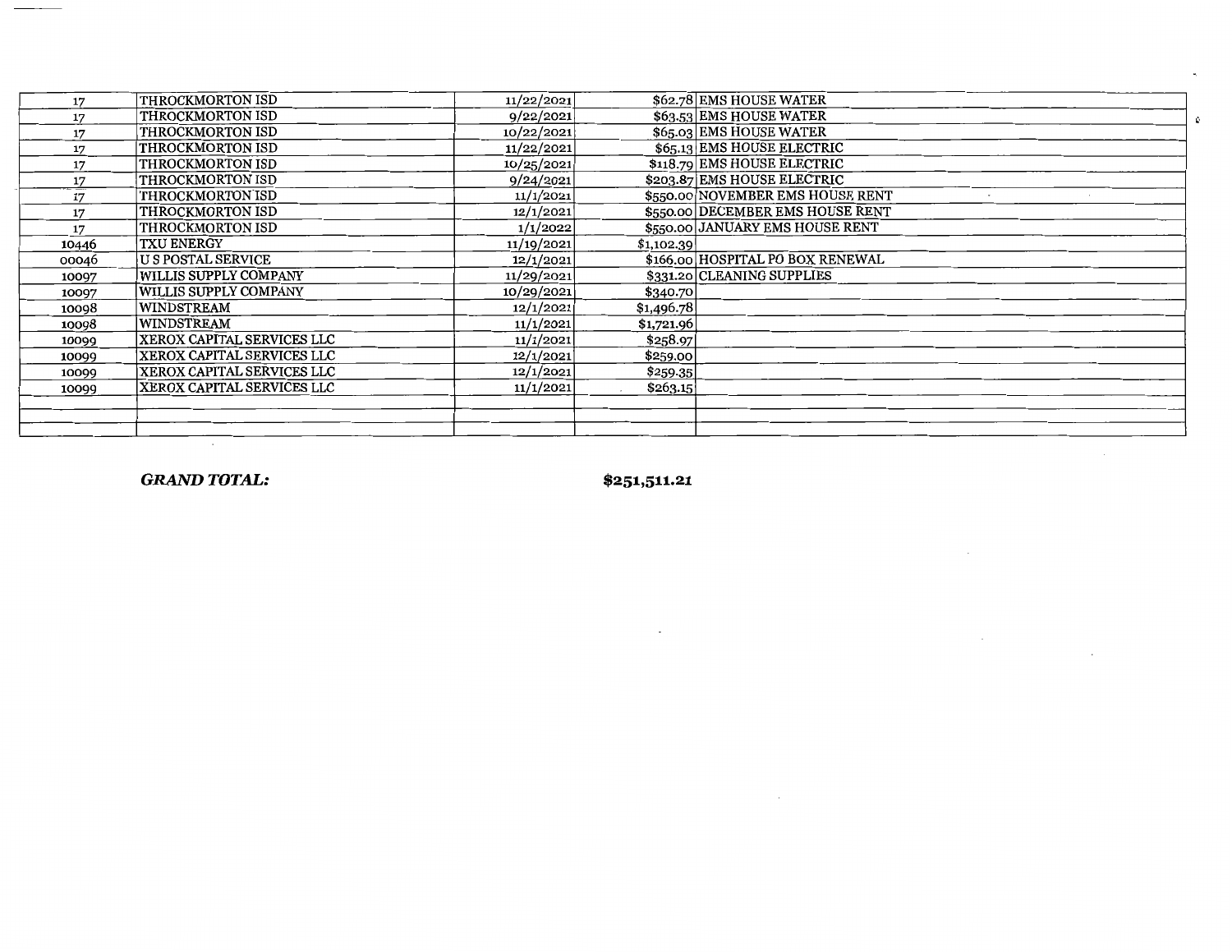| | | | | |
|---|---|---|---|---|
| 17 | THROCKMORTON ISD | 11/22/2021 | $62.78 | EMS HOUSE WATER |
| 17 | THROCKMORTON ISD | 9/22/2021 | $63.53 | EMS HOUSE WATER |
| 17 | THROCKMORTON ISD | 10/22/2021 | $65.03 | EMS HOUSE WATER |
| 17 | THROCKMORTON ISD | 11/22/2021 | $65.13 | EMS HOUSE ELECTRIC |
| 17 | THROCKMORTON ISD | 10/25/2021 | $118.79 | EMS HOUSE ELECTRIC |
| 17 | THROCKMORTON ISD | 9/24/2021 | $203.87 | EMS HOUSE ELECTRIC |
| 17 | THROCKMORTON ISD | 11/1/2021 | $550.00 | NOVEMBER EMS HOUSE RENT |
| 17 | THROCKMORTON ISD | 12/1/2021 | $550.00 | DECEMBER EMS HOUSE RENT |
| 17 | THROCKMORTON ISD | 1/1/2022 | $550.00 | JANUARY EMS HOUSE RENT |
| 10446 | TXU ENERGY | 11/19/2021 | $1,102.39 | |
| 00046 | U S POSTAL SERVICE | 12/1/2021 | $166.00 | HOSPITAL PO BOX RENEWAL |
| 10097 | WILLIS SUPPLY COMPANY | 11/29/2021 | $331.20 | CLEANING SUPPLIES |
| 10097 | WILLIS SUPPLY COMPANY | 10/29/2021 | $340.70 | |
| 10098 | WINDSTREAM | 12/1/2021 | $1,496.78 | |
| 10098 | WINDSTREAM | 11/1/2021 | $1,721.96 | |
| 10099 | XEROX CAPITAL SERVICES LLC | 11/1/2021 | $258.97 | |
| 10099 | XEROX CAPITAL SERVICES LLC | 12/1/2021 | $259.00 | |
| 10099 | XEROX CAPITAL SERVICES LLC | 12/1/2021 | $259.35 | |
| 10099 | XEROX CAPITAL SERVICES LLC | 11/1/2021 | $263.15 | |
| | | | | |
| | | | | |

***GRAND TOTAL:*** **$251,511.21**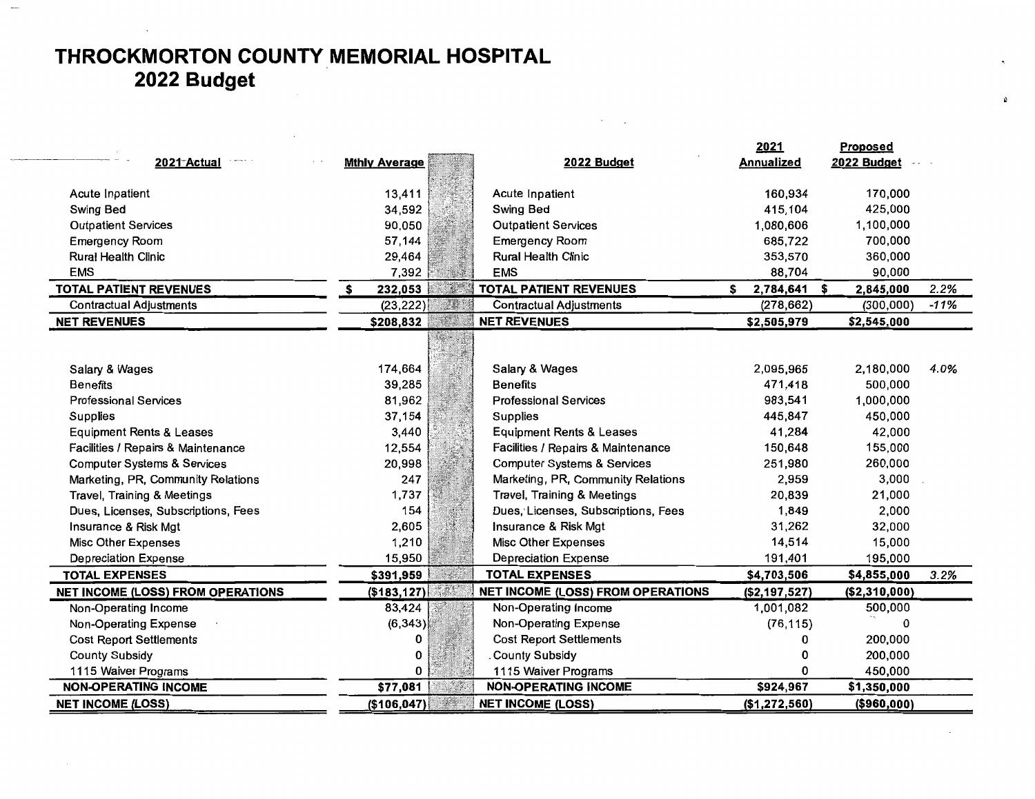# THROCKMORTON COUNTY MEMORIAL HOSPITAL
# 2022 Budget

| 2021 Actual | Mthly Average | 2022 Budget | 2021 Annualized | Proposed 2022 Budget | |
|---|---|---|---|---|---|
| Acute Inpatient | 13,411 | Acute Inpatient | 160,934 | 170,000 | |
| Swing Bed | 34,592 | Swing Bed | 415,104 | 425,000 | |
| Outpatient Services | 90,050 | Outpatient Services | 1,080,606 | 1,100,000 | |
| Emergency Room | 57,144 | Emergency Room | 685,722 | 700,000 | |
| Rural Health Clinic | 29,464 | Rural Health Clinic | 353,570 | 360,000 | |
| EMS | 7,392 | EMS | 88,704 | 90,000 | |
| **TOTAL PATIENT REVENUES** | **$ 232,053** | **TOTAL PATIENT REVENUES** | **$ 2,784,641** | **$ 2,845,000** | *2.2%* |
| Contractual Adjustments | (23,222) | Contractual Adjustments | (278,662) | (300,000) | *-11%* |
| **NET REVENUES** | **$208,832** | **NET REVENUES** | **$2,505,979** | **$2,545,000** | |
| | | | | | |
| Salary & Wages | 174,664 | Salary & Wages | 2,095,965 | 2,180,000 | *4.0%* |
| Benefits | 39,285 | Benefits | 471,418 | 500,000 | |
| Professional Services | 81,962 | Professional Services | 983,541 | 1,000,000 | |
| Supplies | 37,154 | Supplies | 445,847 | 450,000 | |
| Equipment Rents & Leases | 3,440 | Equipment Rents & Leases | 41,284 | 42,000 | |
| Facilities / Repairs & Maintenance | 12,554 | Facilities / Repairs & Maintenance | 150,648 | 155,000 | |
| Computer Systems & Services | 20,998 | Computer Systems & Services | 251,980 | 260,000 | |
| Marketing, PR, Community Relations | 247 | Marketing, PR, Community Relations | 2,959 | 3,000 | |
| Travel, Training & Meetings | 1,737 | Travel, Training & Meetings | 20,839 | 21,000 | |
| Dues, Licenses, Subscriptions, Fees | 154 | Dues, Licenses, Subscriptions, Fees | 1,849 | 2,000 | |
| Insurance & Risk Mgt | 2,605 | Insurance & Risk Mgt | 31,262 | 32,000 | |
| Misc Other Expenses | 1,210 | Misc Other Expenses | 14,514 | 15,000 | |
| Depreciation Expense | 15,950 | Depreciation Expense | 191,401 | 195,000 | |
| **TOTAL EXPENSES** | **$391,959** | **TOTAL EXPENSES** | **$4,703,506** | **$4,855,000** | *3.2%* |
| **NET INCOME (LOSS) FROM OPERATIONS** | **($183,127)** | **NET INCOME (LOSS) FROM OPERATIONS** | **($2,197,527)** | **($2,310,000)** | |
| Non-Operating Income | 83,424 | Non-Operating Income | 1,001,082 | 500,000 | |
| Non-Operating Expense | (6,343) | Non-Operating Expense | (76,115) | 0 | |
| Cost Report Settlements | 0 | Cost Report Settlements | 0 | 200,000 | |
| County Subsidy | 0 | County Subsidy | 0 | 200,000 | |
| 1115 Waiver Programs | 0 | 1115 Waiver Programs | 0 | 450,000 | |
| **NON-OPERATING INCOME** | **$77,081** | **NON-OPERATING INCOME** | **$924,967** | **$1,350,000** | |
| **NET INCOME (LOSS)** | **($106,047)** | **NET INCOME (LOSS)** | **($1,272,560)** | **($960,000)** | |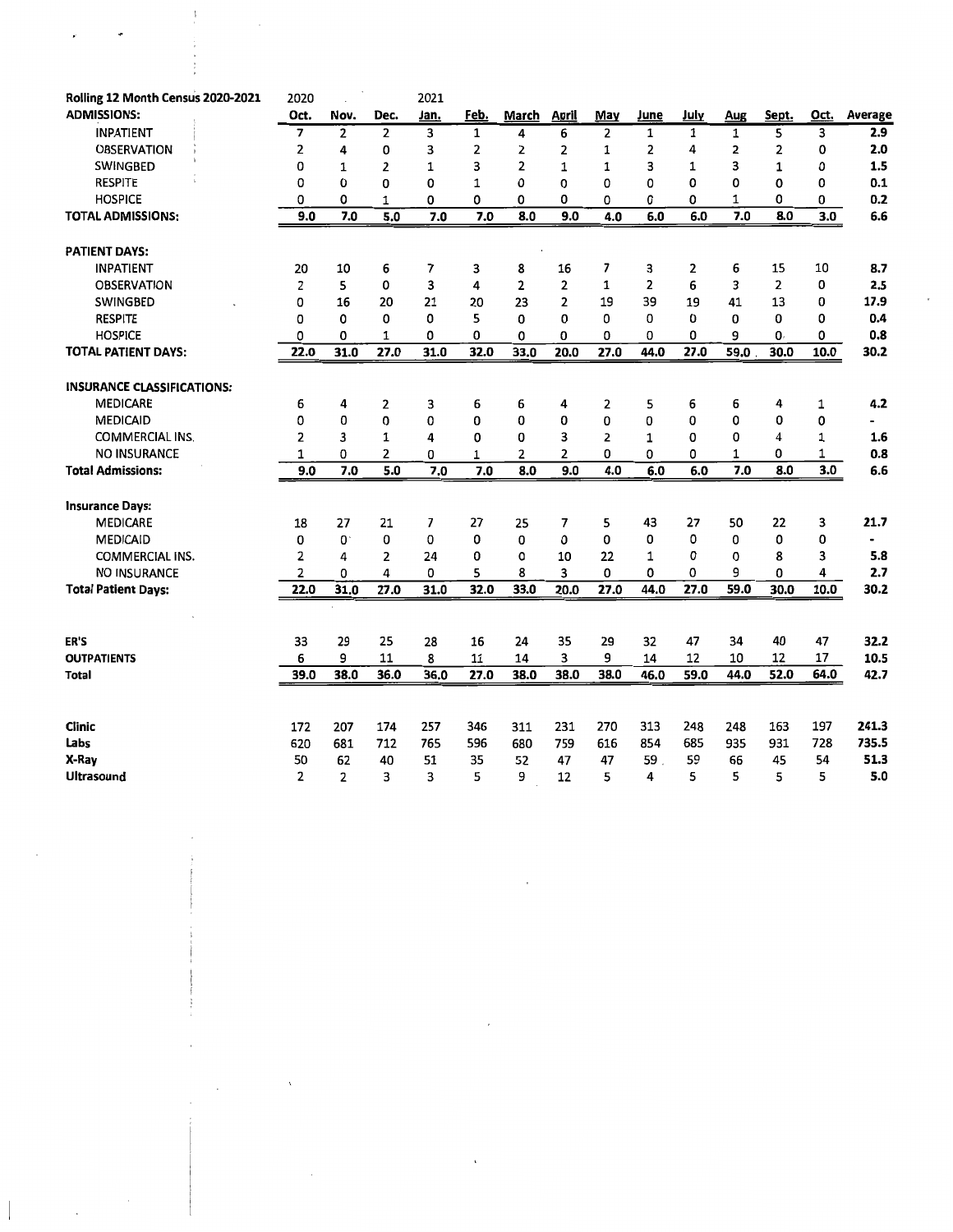| Rolling 12 Month Census 2020-2021 | 2020 | | | 2021 | | | | | | | | | | |
|---|---|---|---|---|---|---|---|---|---|---|---|---|---|---|
| **ADMISSIONS:** | Oct. | Nov. | Dec. | Jan. | Feb. | March | April | May | June | July | Aug | Sept. | Oct. | Average |
| INPATIENT | 7 | 2 | 2 | 3 | 1 | 4 | 6 | 2 | 1 | 1 | 1 | 5 | 3 | 2.9 |
| OBSERVATION | 2 | 4 | 0 | 3 | 2 | 2 | 2 | 1 | 2 | 4 | 2 | 2 | 0 | 2.0 |
| SWINGBED | 0 | 1 | 2 | 1 | 3 | 2 | 1 | 1 | 3 | 1 | 3 | 1 | 0 | 1.5 |
| RESPITE | 0 | 0 | 0 | 0 | 1 | 0 | 0 | 0 | 0 | 0 | 0 | 0 | 0 | 0.1 |
| HOSPICE | 0 | 0 | 1 | 0 | 0 | 0 | 0 | 0 | 0 | 0 | 1 | 0 | 0 | 0.2 |
| **TOTAL ADMISSIONS:** | 9.0 | 7.0 | 5.0 | 7.0 | 7.0 | 8.0 | 9.0 | 4.0 | 6.0 | 6.0 | 7.0 | 8.0 | 3.0 | 6.6 |
| | | | | | | | | | | | | | | |
| **PATIENT DAYS:** | | | | | | | | | | | | | | |
| INPATIENT | 20 | 10 | 6 | 7 | 3 | 8 | 16 | 7 | 3 | 2 | 6 | 15 | 10 | 8.7 |
| OBSERVATION | 2 | 5 | 0 | 3 | 4 | 2 | 2 | 1 | 2 | 6 | 3 | 2 | 0 | 2.5 |
| SWINGBED | 0 | 16 | 20 | 21 | 20 | 23 | 2 | 19 | 39 | 19 | 41 | 13 | 0 | 17.9 |
| RESPITE | 0 | 0 | 0 | 0 | 5 | 0 | 0 | 0 | 0 | 0 | 0 | 0 | 0 | 0.4 |
| HOSPICE | 0 | 0 | 1 | 0 | 0 | 0 | 0 | 0 | 0 | 0 | 9 | 0 | 0 | 0.8 |
| **TOTAL PATIENT DAYS:** | 22.0 | 31.0 | 27.0 | 31.0 | 32.0 | 33.0 | 20.0 | 27.0 | 44.0 | 27.0 | 59.0 | 30.0 | 10.0 | 30.2 |
| | | | | | | | | | | | | | | |
| **INSURANCE CLASSIFICATIONS:** | | | | | | | | | | | | | | |
| MEDICARE | 6 | 4 | 2 | 3 | 6 | 6 | 4 | 2 | 5 | 6 | 6 | 4 | 1 | 4.2 |
| MEDICAID | 0 | 0 | 0 | 0 | 0 | 0 | 0 | 0 | 0 | 0 | 0 | 0 | 0 | - |
| COMMERCIAL INS. | 2 | 3 | 1 | 4 | 0 | 0 | 3 | 2 | 1 | 0 | 0 | 4 | 1 | 1.6 |
| NO INSURANCE | 1 | 0 | 2 | 0 | 1 | 2 | 2 | 0 | 0 | 0 | 1 | 0 | 1 | 0.8 |
| **Total Admissions:** | 9.0 | 7.0 | 5.0 | 7.0 | 7.0 | 8.0 | 9.0 | 4.0 | 6.0 | 6.0 | 7.0 | 8.0 | 3.0 | 6.6 |
| | | | | | | | | | | | | | | |
| **Insurance Days:** | | | | | | | | | | | | | | |
| MEDICARE | 18 | 27 | 21 | 7 | 27 | 25 | 7 | 5 | 43 | 27 | 50 | 22 | 3 | 21.7 |
| MEDICAID | 0 | 0 | 0 | 0 | 0 | 0 | 0 | 0 | 0 | 0 | 0 | 0 | 0 | - |
| COMMERCIAL INS. | 2 | 4 | 2 | 24 | 0 | 0 | 10 | 22 | 1 | 0 | 0 | 8 | 3 | 5.8 |
| NO INSURANCE | 2 | 0 | 4 | 0 | 5 | 8 | 3 | 0 | 0 | 0 | 9 | 0 | 4 | 2.7 |
| **Total Patient Days:** | 22.0 | 31.0 | 27.0 | 31.0 | 32.0 | 33.0 | 20.0 | 27.0 | 44.0 | 27.0 | 59.0 | 30.0 | 10.0 | 30.2 |
| | | | | | | | | | | | | | | |
| **ER'S** | 33 | 29 | 25 | 28 | 16 | 24 | 35 | 29 | 32 | 47 | 34 | 40 | 47 | 32.2 |
| **OUTPATIENTS** | 6 | 9 | 11 | 8 | 11 | 14 | 3 | 9 | 14 | 12 | 10 | 12 | 17 | 10.5 |
| **Total** | 39.0 | 38.0 | 36.0 | 36.0 | 27.0 | 38.0 | 38.0 | 38.0 | 46.0 | 59.0 | 44.0 | 52.0 | 64.0 | 42.7 |
| | | | | | | | | | | | | | | |
| **Clinic** | 172 | 207 | 174 | 257 | 346 | 311 | 231 | 270 | 313 | 248 | 248 | 163 | 197 | 241.3 |
| **Labs** | 620 | 681 | 712 | 765 | 596 | 680 | 759 | 616 | 854 | 685 | 935 | 931 | 728 | 735.5 |
| **X-Ray** | 50 | 62 | 40 | 51 | 35 | 52 | 47 | 47 | 59 | 59 | 66 | 45 | 54 | 51.3 |
| **Ultrasound** | 2 | 2 | 3 | 3 | 5 | 9 | 12 | 5 | 4 | 5 | 5 | 5 | 5 | 5.0 |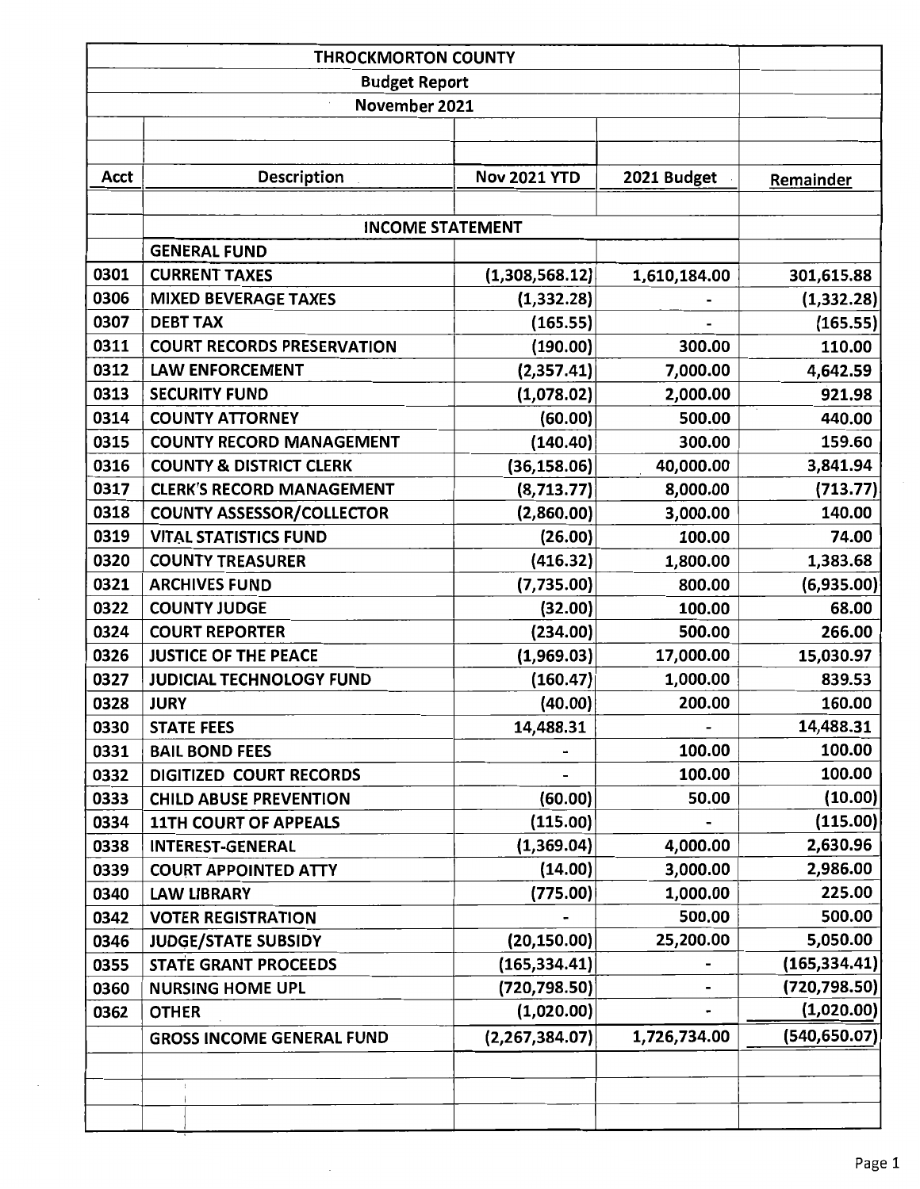# THROCKMORTON COUNTY

## Budget Report

### November 2021

| Acct | Description | Nov 2021 YTD | 2021 Budget | Remainder |
|---|---|---|---|---|
| | **INCOME STATEMENT** | | | |
| | **GENERAL FUND** | | | |
| 0301 | CURRENT TAXES | (1,308,568.12) | 1,610,184.00 | 301,615.88 |
| 0306 | MIXED BEVERAGE TAXES | (1,332.28) | - | (1,332.28) |
| 0307 | DEBT TAX | (165.55) | - | (165.55) |
| 0311 | COURT RECORDS PRESERVATION | (190.00) | 300.00 | 110.00 |
| 0312 | LAW ENFORCEMENT | (2,357.41) | 7,000.00 | 4,642.59 |
| 0313 | SECURITY FUND | (1,078.02) | 2,000.00 | 921.98 |
| 0314 | COUNTY ATTORNEY | (60.00) | 500.00 | 440.00 |
| 0315 | COUNTY RECORD MANAGEMENT | (140.40) | 300.00 | 159.60 |
| 0316 | COUNTY & DISTRICT CLERK | (36,158.06) | 40,000.00 | 3,841.94 |
| 0317 | CLERK'S RECORD MANAGEMENT | (8,713.77) | 8,000.00 | (713.77) |
| 0318 | COUNTY ASSESSOR/COLLECTOR | (2,860.00) | 3,000.00 | 140.00 |
| 0319 | VITAL STATISTICS FUND | (26.00) | 100.00 | 74.00 |
| 0320 | COUNTY TREASURER | (416.32) | 1,800.00 | 1,383.68 |
| 0321 | ARCHIVES FUND | (7,735.00) | 800.00 | (6,935.00) |
| 0322 | COUNTY JUDGE | (32.00) | 100.00 | 68.00 |
| 0324 | COURT REPORTER | (234.00) | 500.00 | 266.00 |
| 0326 | JUSTICE OF THE PEACE | (1,969.03) | 17,000.00 | 15,030.97 |
| 0327 | JUDICIAL TECHNOLOGY FUND | (160.47) | 1,000.00 | 839.53 |
| 0328 | JURY | (40.00) | 200.00 | 160.00 |
| 0330 | STATE FEES | 14,488.31 | - | 14,488.31 |
| 0331 | BAIL BOND FEES | - | 100.00 | 100.00 |
| 0332 | DIGITIZED COURT RECORDS | - | 100.00 | 100.00 |
| 0333 | CHILD ABUSE PREVENTION | (60.00) | 50.00 | (10.00) |
| 0334 | 11TH COURT OF APPEALS | (115.00) | - | (115.00) |
| 0338 | INTEREST-GENERAL | (1,369.04) | 4,000.00 | 2,630.96 |
| 0339 | COURT APPOINTED ATTY | (14.00) | 3,000.00 | 2,986.00 |
| 0340 | LAW LIBRARY | (775.00) | 1,000.00 | 225.00 |
| 0342 | VOTER REGISTRATION | - | 500.00 | 500.00 |
| 0346 | JUDGE/STATE SUBSIDY | (20,150.00) | 25,200.00 | 5,050.00 |
| 0355 | STATE GRANT PROCEEDS | (165,334.41) | - | (165,334.41) |
| 0360 | NURSING HOME UPL | (720,798.50) | - | (720,798.50) |
| 0362 | OTHER | (1,020.00) | - | (1,020.00) |
| | GROSS INCOME GENERAL FUND | (2,267,384.07) | 1,726,734.00 | (540,650.07) |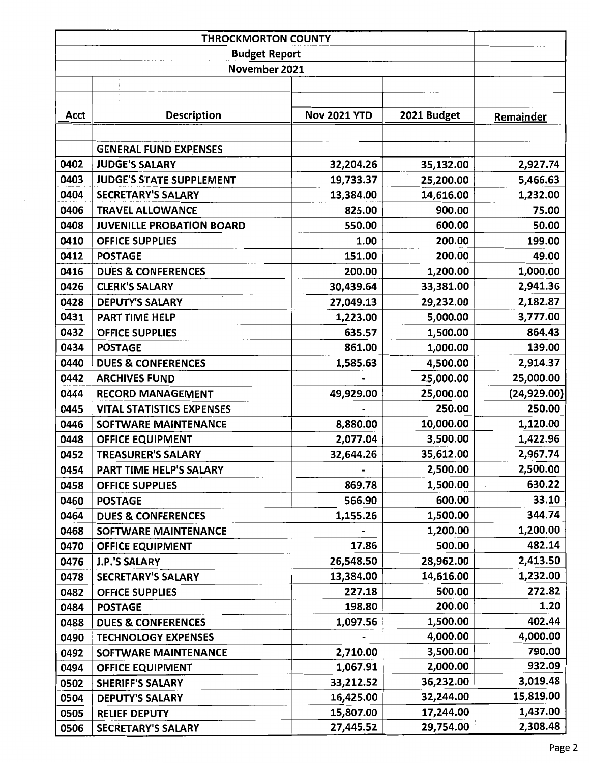| THROCKMORTON COUNTY | | | | |
|---|---|---|---|---|
| Budget Report | | | | |
| November 2021 | | | | |
| **Acct** | **Description** | **Nov 2021 YTD** | **2021 Budget** | **Remainder** |
| | **GENERAL FUND EXPENSES** | | | |
| 0402 | JUDGE'S SALARY | 32,204.26 | 35,132.00 | 2,927.74 |
| 0403 | JUDGE'S STATE SUPPLEMENT | 19,733.37 | 25,200.00 | 5,466.63 |
| 0404 | SECRETARY'S SALARY | 13,384.00 | 14,616.00 | 1,232.00 |
| 0406 | TRAVEL ALLOWANCE | 825.00 | 900.00 | 75.00 |
| 0408 | JUVENILLE PROBATION BOARD | 550.00 | 600.00 | 50.00 |
| 0410 | OFFICE SUPPLIES | 1.00 | 200.00 | 199.00 |
| 0412 | POSTAGE | 151.00 | 200.00 | 49.00 |
| 0416 | DUES & CONFERENCES | 200.00 | 1,200.00 | 1,000.00 |
| 0426 | CLERK'S SALARY | 30,439.64 | 33,381.00 | 2,941.36 |
| 0428 | DEPUTY'S SALARY | 27,049.13 | 29,232.00 | 2,182.87 |
| 0431 | PART TIME HELP | 1,223.00 | 5,000.00 | 3,777.00 |
| 0432 | OFFICE SUPPLIES | 635.57 | 1,500.00 | 864.43 |
| 0434 | POSTAGE | 861.00 | 1,000.00 | 139.00 |
| 0440 | DUES & CONFERENCES | 1,585.63 | 4,500.00 | 2,914.37 |
| 0442 | ARCHIVES FUND | - | 25,000.00 | 25,000.00 |
| 0444 | RECORD MANAGEMENT | 49,929.00 | 25,000.00 | (24,929.00) |
| 0445 | VITAL STATISTICS EXPENSES | - | 250.00 | 250.00 |
| 0446 | SOFTWARE MAINTENANCE | 8,880.00 | 10,000.00 | 1,120.00 |
| 0448 | OFFICE EQUIPMENT | 2,077.04 | 3,500.00 | 1,422.96 |
| 0452 | TREASURER'S SALARY | 32,644.26 | 35,612.00 | 2,967.74 |
| 0454 | PART TIME HELP'S SALARY | - | 2,500.00 | 2,500.00 |
| 0458 | OFFICE SUPPLIES | 869.78 | 1,500.00 | 630.22 |
| 0460 | POSTAGE | 566.90 | 600.00 | 33.10 |
| 0464 | DUES & CONFERENCES | 1,155.26 | 1,500.00 | 344.74 |
| 0468 | SOFTWARE MAINTENANCE | - | 1,200.00 | 1,200.00 |
| 0470 | OFFICE EQUIPMENT | 17.86 | 500.00 | 482.14 |
| 0476 | J.P.'S SALARY | 26,548.50 | 28,962.00 | 2,413.50 |
| 0478 | SECRETARY'S SALARY | 13,384.00 | 14,616.00 | 1,232.00 |
| 0482 | OFFICE SUPPLIES | 227.18 | 500.00 | 272.82 |
| 0484 | POSTAGE | 198.80 | 200.00 | 1.20 |
| 0488 | DUES & CONFERENCES | 1,097.56 | 1,500.00 | 402.44 |
| 0490 | TECHNOLOGY EXPENSES | - | 4,000.00 | 4,000.00 |
| 0492 | SOFTWARE MAINTENANCE | 2,710.00 | 3,500.00 | 790.00 |
| 0494 | OFFICE EQUIPMENT | 1,067.91 | 2,000.00 | 932.09 |
| 0502 | SHERIFF'S SALARY | 33,212.52 | 36,232.00 | 3,019.48 |
| 0504 | DEPUTY'S SALARY | 16,425.00 | 32,244.00 | 15,819.00 |
| 0505 | RELIEF DEPUTY | 15,807.00 | 17,244.00 | 1,437.00 |
| 0506 | SECRETARY'S SALARY | 27,445.52 | 29,754.00 | 2,308.48 |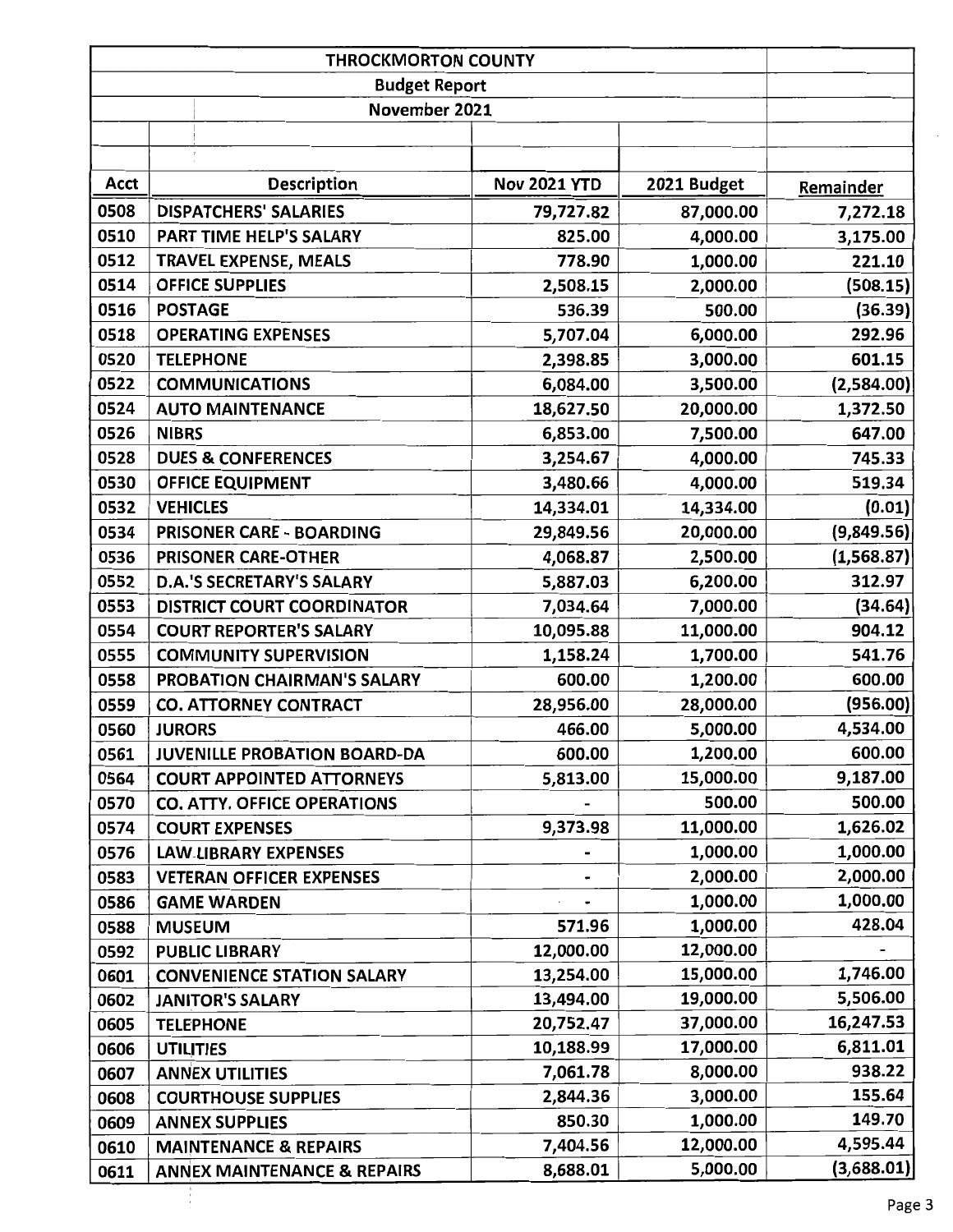| THROCKMORTON COUNTY | | | | |
|---|---|---|---|---|
| Budget Report | | | | |
| November 2021 | | | | |
| **Acct** | **Description** | **Nov 2021 YTD** | **2021 Budget** | **Remainder** |
| 0508 | DISPATCHERS' SALARIES | 79,727.82 | 87,000.00 | 7,272.18 |
| 0510 | PART TIME HELP'S SALARY | 825.00 | 4,000.00 | 3,175.00 |
| 0512 | TRAVEL EXPENSE, MEALS | 778.90 | 1,000.00 | 221.10 |
| 0514 | OFFICE SUPPLIES | 2,508.15 | 2,000.00 | (508.15) |
| 0516 | POSTAGE | 536.39 | 500.00 | (36.39) |
| 0518 | OPERATING EXPENSES | 5,707.04 | 6,000.00 | 292.96 |
| 0520 | TELEPHONE | 2,398.85 | 3,000.00 | 601.15 |
| 0522 | COMMUNICATIONS | 6,084.00 | 3,500.00 | (2,584.00) |
| 0524 | AUTO MAINTENANCE | 18,627.50 | 20,000.00 | 1,372.50 |
| 0526 | NIBRS | 6,853.00 | 7,500.00 | 647.00 |
| 0528 | DUES & CONFERENCES | 3,254.67 | 4,000.00 | 745.33 |
| 0530 | OFFICE EQUIPMENT | 3,480.66 | 4,000.00 | 519.34 |
| 0532 | VEHICLES | 14,334.01 | 14,334.00 | (0.01) |
| 0534 | PRISONER CARE - BOARDING | 29,849.56 | 20,000.00 | (9,849.56) |
| 0536 | PRISONER CARE-OTHER | 4,068.87 | 2,500.00 | (1,568.87) |
| 0552 | D.A.'S SECRETARY'S SALARY | 5,887.03 | 6,200.00 | 312.97 |
| 0553 | DISTRICT COURT COORDINATOR | 7,034.64 | 7,000.00 | (34.64) |
| 0554 | COURT REPORTER'S SALARY | 10,095.88 | 11,000.00 | 904.12 |
| 0555 | COMMUNITY SUPERVISION | 1,158.24 | 1,700.00 | 541.76 |
| 0558 | PROBATION CHAIRMAN'S SALARY | 600.00 | 1,200.00 | 600.00 |
| 0559 | CO. ATTORNEY CONTRACT | 28,956.00 | 28,000.00 | (956.00) |
| 0560 | JURORS | 466.00 | 5,000.00 | 4,534.00 |
| 0561 | JUVENILLE PROBATION BOARD-DA | 600.00 | 1,200.00 | 600.00 |
| 0564 | COURT APPOINTED ATTORNEYS | 5,813.00 | 15,000.00 | 9,187.00 |
| 0570 | CO. ATTY. OFFICE OPERATIONS | - | 500.00 | 500.00 |
| 0574 | COURT EXPENSES | 9,373.98 | 11,000.00 | 1,626.02 |
| 0576 | LAW LIBRARY EXPENSES | - | 1,000.00 | 1,000.00 |
| 0583 | VETERAN OFFICER EXPENSES | - | 2,000.00 | 2,000.00 |
| 0586 | GAME WARDEN | - | 1,000.00 | 1,000.00 |
| 0588 | MUSEUM | 571.96 | 1,000.00 | 428.04 |
| 0592 | PUBLIC LIBRARY | 12,000.00 | 12,000.00 | - |
| 0601 | CONVENIENCE STATION SALARY | 13,254.00 | 15,000.00 | 1,746.00 |
| 0602 | JANITOR'S SALARY | 13,494.00 | 19,000.00 | 5,506.00 |
| 0605 | TELEPHONE | 20,752.47 | 37,000.00 | 16,247.53 |
| 0606 | UTILITIES | 10,188.99 | 17,000.00 | 6,811.01 |
| 0607 | ANNEX UTILITIES | 7,061.78 | 8,000.00 | 938.22 |
| 0608 | COURTHOUSE SUPPLIES | 2,844.36 | 3,000.00 | 155.64 |
| 0609 | ANNEX SUPPLIES | 850.30 | 1,000.00 | 149.70 |
| 0610 | MAINTENANCE & REPAIRS | 7,404.56 | 12,000.00 | 4,595.44 |
| 0611 | ANNEX MAINTENANCE & REPAIRS | 8,688.01 | 5,000.00 | (3,688.01) |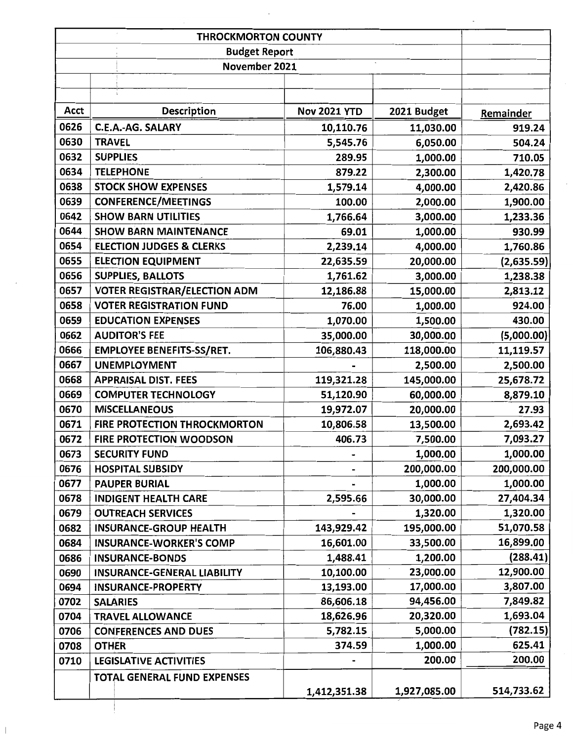| THROCKMORTON COUNTY | | | | |
|---|---|---|---|---|
| Budget Report | | | | |
| November 2021 | | | | |
| **Acct** | **Description** | **Nov 2021 YTD** | **2021 Budget** | **Remainder** |
| 0626 | C.E.A.-AG. SALARY | 10,110.76 | 11,030.00 | 919.24 |
| 0630 | TRAVEL | 5,545.76 | 6,050.00 | 504.24 |
| 0632 | SUPPLIES | 289.95 | 1,000.00 | 710.05 |
| 0634 | TELEPHONE | 879.22 | 2,300.00 | 1,420.78 |
| 0638 | STOCK SHOW EXPENSES | 1,579.14 | 4,000.00 | 2,420.86 |
| 0639 | CONFERENCE/MEETINGS | 100.00 | 2,000.00 | 1,900.00 |
| 0642 | SHOW BARN UTILITIES | 1,766.64 | 3,000.00 | 1,233.36 |
| 0644 | SHOW BARN MAINTENANCE | 69.01 | 1,000.00 | 930.99 |
| 0654 | ELECTION JUDGES & CLERKS | 2,239.14 | 4,000.00 | 1,760.86 |
| 0655 | ELECTION EQUIPMENT | 22,635.59 | 20,000.00 | (2,635.59) |
| 0656 | SUPPLIES, BALLOTS | 1,761.62 | 3,000.00 | 1,238.38 |
| 0657 | VOTER REGISTRAR/ELECTION ADM | 12,186.88 | 15,000.00 | 2,813.12 |
| 0658 | VOTER REGISTRATION FUND | 76.00 | 1,000.00 | 924.00 |
| 0659 | EDUCATION EXPENSES | 1,070.00 | 1,500.00 | 430.00 |
| 0662 | AUDITOR'S FEE | 35,000.00 | 30,000.00 | (5,000.00) |
| 0666 | EMPLOYEE BENEFITS-SS/RET. | 106,880.43 | 118,000.00 | 11,119.57 |
| 0667 | UNEMPLOYMENT | - | 2,500.00 | 2,500.00 |
| 0668 | APPRAISAL DIST. FEES | 119,321.28 | 145,000.00 | 25,678.72 |
| 0669 | COMPUTER TECHNOLOGY | 51,120.90 | 60,000.00 | 8,879.10 |
| 0670 | MISCELLANEOUS | 19,972.07 | 20,000.00 | 27.93 |
| 0671 | FIRE PROTECTION THROCKMORTON | 10,806.58 | 13,500.00 | 2,693.42 |
| 0672 | FIRE PROTECTION WOODSON | 406.73 | 7,500.00 | 7,093.27 |
| 0673 | SECURITY FUND | - | 1,000.00 | 1,000.00 |
| 0676 | HOSPITAL SUBSIDY | - | 200,000.00 | 200,000.00 |
| 0677 | PAUPER BURIAL | - | 1,000.00 | 1,000.00 |
| 0678 | INDIGENT HEALTH CARE | 2,595.66 | 30,000.00 | 27,404.34 |
| 0679 | OUTREACH SERVICES | - | 1,320.00 | 1,320.00 |
| 0682 | INSURANCE-GROUP HEALTH | 143,929.42 | 195,000.00 | 51,070.58 |
| 0684 | INSURANCE-WORKER'S COMP | 16,601.00 | 33,500.00 | 16,899.00 |
| 0686 | INSURANCE-BONDS | 1,488.41 | 1,200.00 | (288.41) |
| 0690 | INSURANCE-GENERAL LIABILITY | 10,100.00 | 23,000.00 | 12,900.00 |
| 0694 | INSURANCE-PROPERTY | 13,193.00 | 17,000.00 | 3,807.00 |
| 0702 | SALARIES | 86,606.18 | 94,456.00 | 7,849.82 |
| 0704 | TRAVEL ALLOWANCE | 18,626.96 | 20,320.00 | 1,693.04 |
| 0706 | CONFERENCES AND DUES | 5,782.15 | 5,000.00 | (782.15) |
| 0708 | OTHER | 374.59 | 1,000.00 | 625.41 |
| 0710 | LEGISLATIVE ACTIVITIES | - | 200.00 | 200.00 |
| | TOTAL GENERAL FUND EXPENSES | 1,412,351.38 | 1,927,085.00 | 514,733.62 |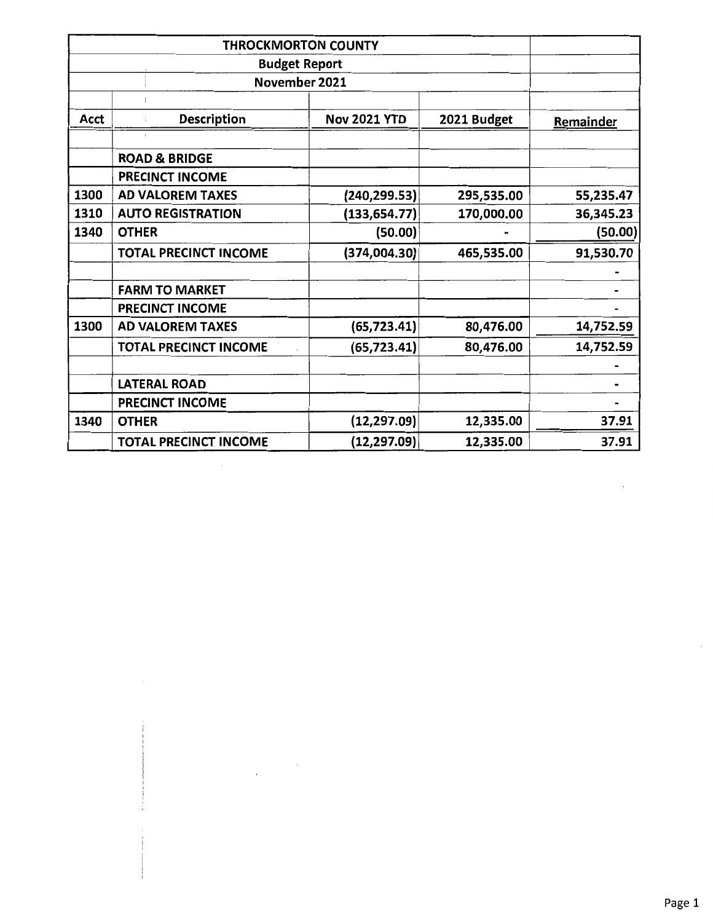| THROCKMORTON COUNTY | | | | |
|---|---|---|---|---|
| Budget Report | | | | |
| November 2021 | | | | |
| **Acct** | **Description** | **Nov 2021 YTD** | **2021 Budget** | **Remainder** |
| | | | | |
| | **ROAD & BRIDGE** | | | |
| | **PRECINCT INCOME** | | | |
| 1300 | **AD VALOREM TAXES** | (240,299.53) | 295,535.00 | 55,235.47 |
| 1310 | **AUTO REGISTRATION** | (133,654.77) | 170,000.00 | 36,345.23 |
| 1340 | **OTHER** | (50.00) | - | (50.00) |
| | **TOTAL PRECINCT INCOME** | (374,004.30) | 465,535.00 | 91,530.70 |
| | | | | - |
| | **FARM TO MARKET** | | | - |
| | **PRECINCT INCOME** | | | - |
| 1300 | **AD VALOREM TAXES** | (65,723.41) | 80,476.00 | 14,752.59 |
| | **TOTAL PRECINCT INCOME** | (65,723.41) | 80,476.00 | 14,752.59 |
| | | | | - |
| | **LATERAL ROAD** | | | - |
| | **PRECINCT INCOME** | | | - |
| 1340 | **OTHER** | (12,297.09) | 12,335.00 | 37.91 |
| | **TOTAL PRECINCT INCOME** | (12,297.09) | 12,335.00 | 37.91 |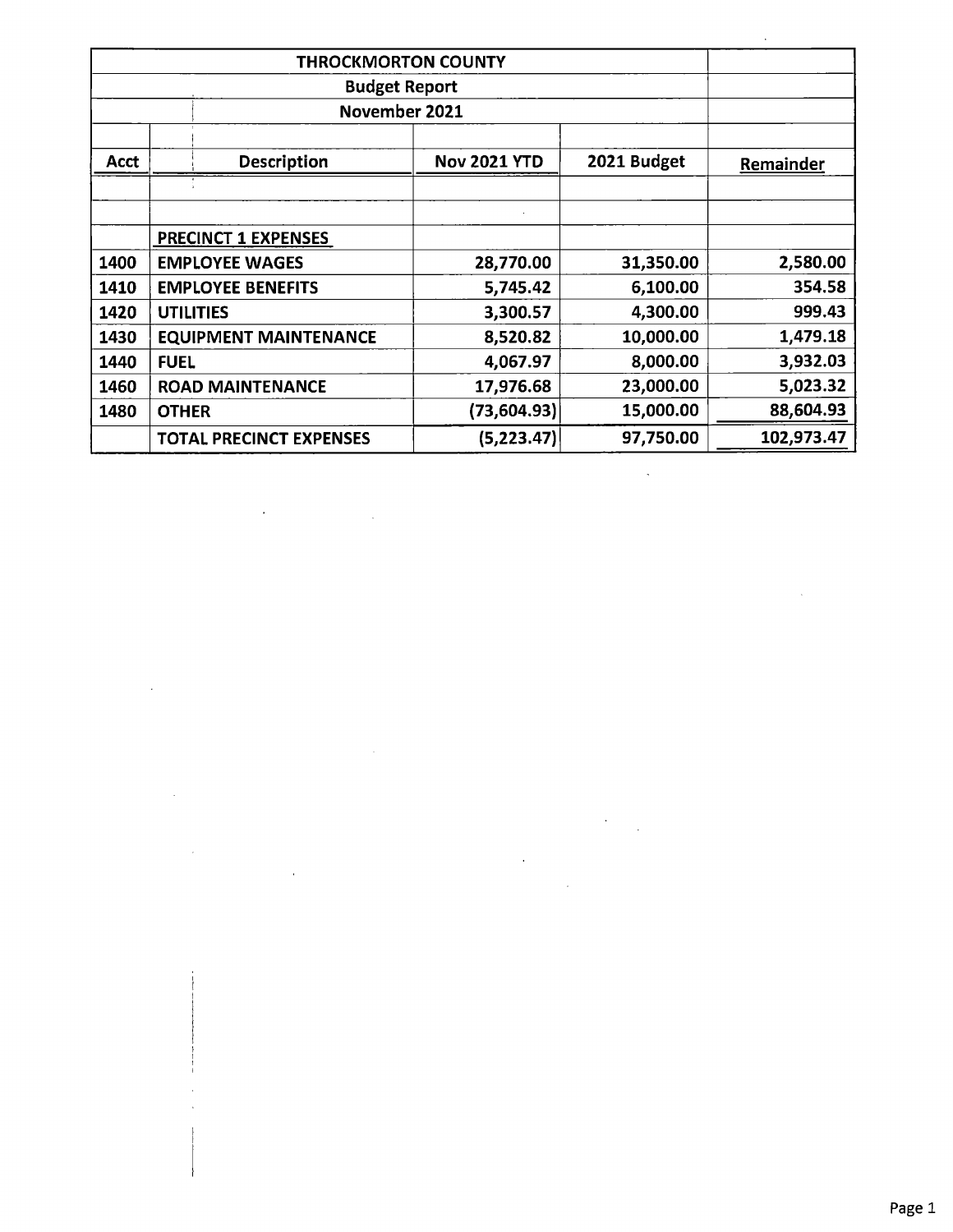| THROCKMORTON COUNTY | | | | |
|---|---|---|---|---|
| Budget Report | | | | |
| November 2021 | | | | |
| **Acct** | **Description** | **Nov 2021 YTD** | **2021 Budget** | **Remainder** |
| | **PRECINCT 1 EXPENSES** | | | |
| 1400 | EMPLOYEE WAGES | 28,770.00 | 31,350.00 | 2,580.00 |
| 1410 | EMPLOYEE BENEFITS | 5,745.42 | 6,100.00 | 354.58 |
| 1420 | UTILITIES | 3,300.57 | 4,300.00 | 999.43 |
| 1430 | EQUIPMENT MAINTENANCE | 8,520.82 | 10,000.00 | 1,479.18 |
| 1440 | FUEL | 4,067.97 | 8,000.00 | 3,932.03 |
| 1460 | ROAD MAINTENANCE | 17,976.68 | 23,000.00 | 5,023.32 |
| 1480 | OTHER | (73,604.93) | 15,000.00 | 88,604.93 |
| | TOTAL PRECINCT EXPENSES | (5,223.47) | 97,750.00 | 102,973.47 |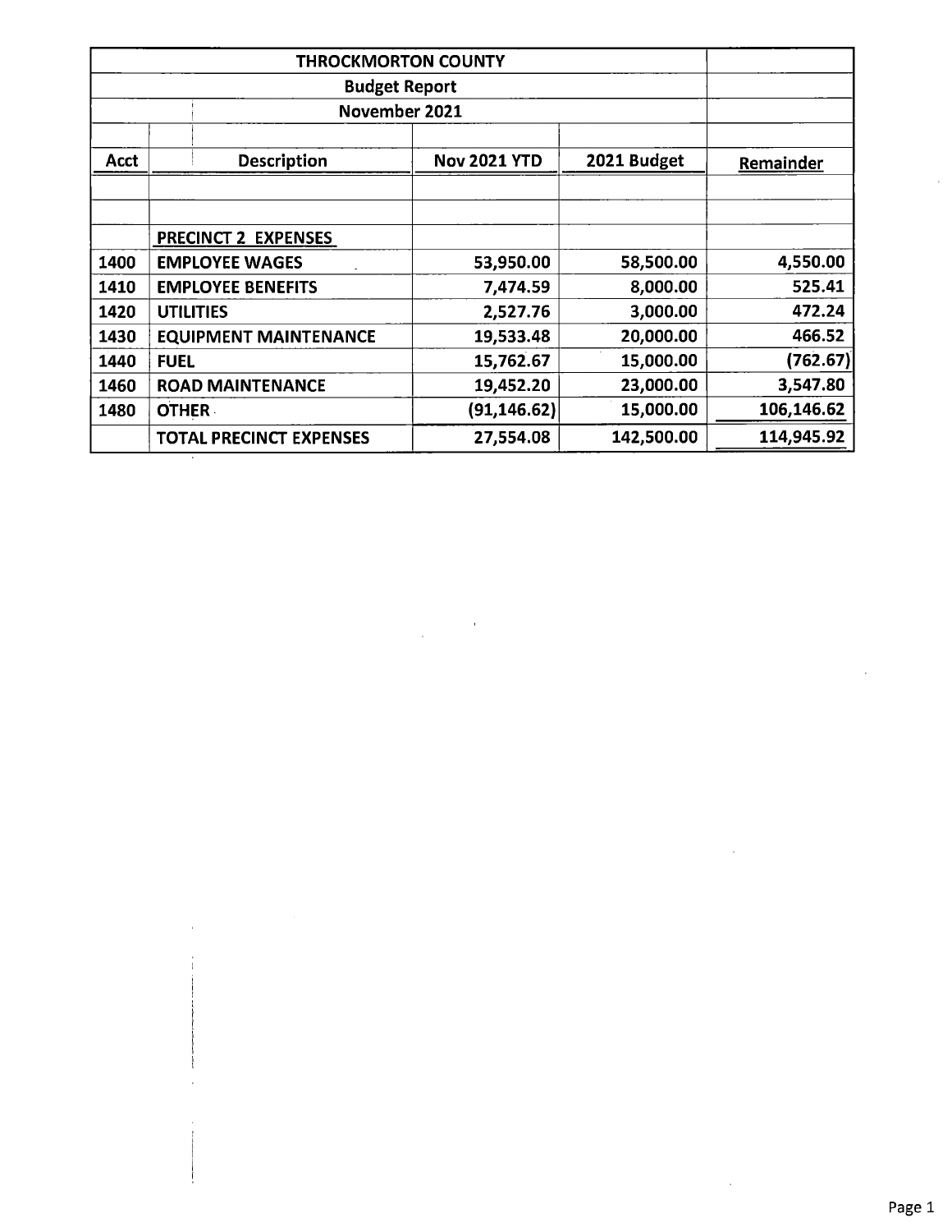| THROCKMORTON COUNTY | | | | |
|---|---|---|---|---|
| Budget Report | | | | |
| November 2021 | | | | |
| Acct | Description | Nov 2021 YTD | 2021 Budget | Remainder |
| | | | | |
| | | | | |
| | PRECINCT 2 EXPENSES | | | |
| 1400 | EMPLOYEE WAGES | 53,950.00 | 58,500.00 | 4,550.00 |
| 1410 | EMPLOYEE BENEFITS | 7,474.59 | 8,000.00 | 525.41 |
| 1420 | UTILITIES | 2,527.76 | 3,000.00 | 472.24 |
| 1430 | EQUIPMENT MAINTENANCE | 19,533.48 | 20,000.00 | 466.52 |
| 1440 | FUEL | 15,762.67 | 15,000.00 | (762.67) |
| 1460 | ROAD MAINTENANCE | 19,452.20 | 23,000.00 | 3,547.80 |
| 1480 | OTHER | (91,146.62) | 15,000.00 | 106,146.62 |
| | TOTAL PRECINCT EXPENSES | 27,554.08 | 142,500.00 | 114,945.92 |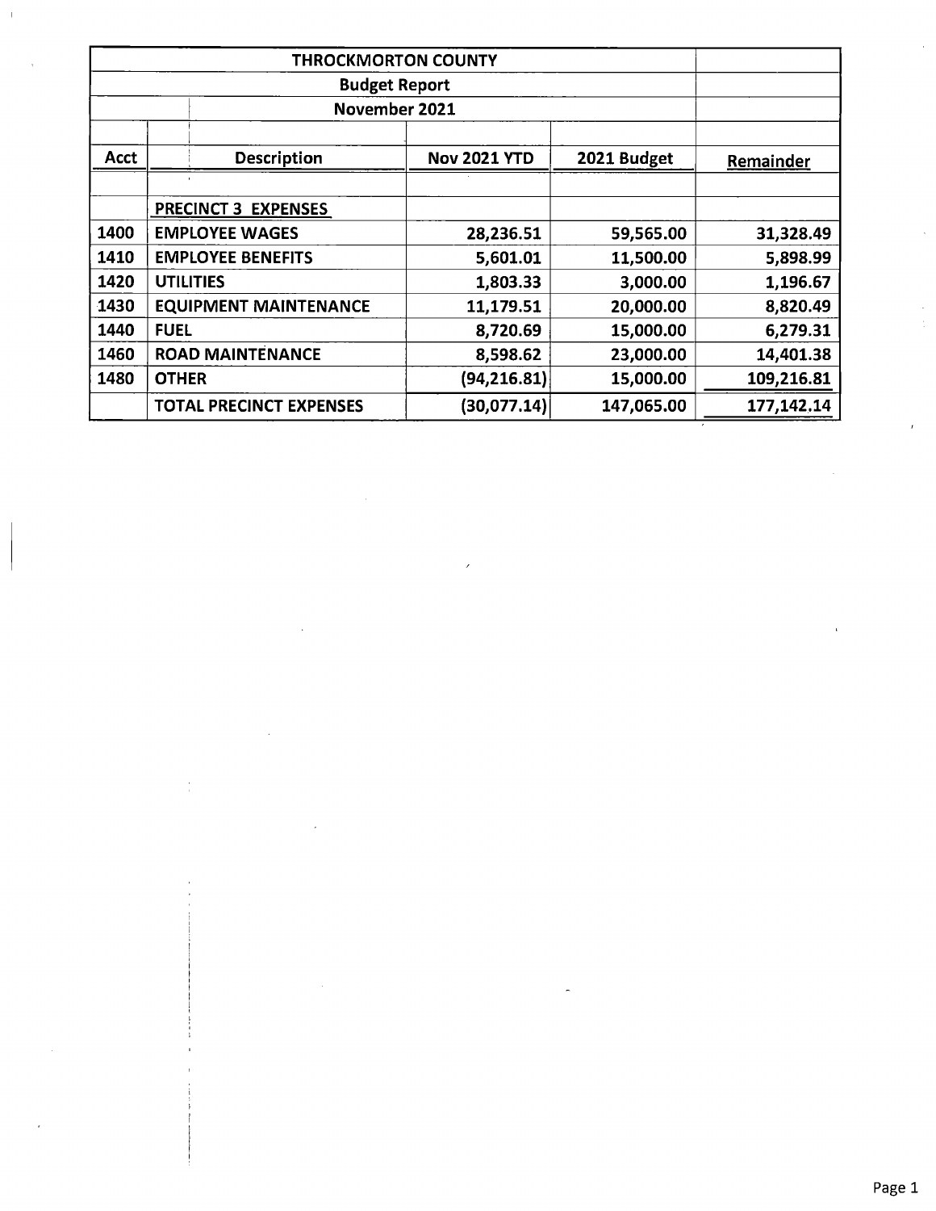| THROCKMORTON COUNTY | | | | |
|---|---|---|---|---|
| Budget Report | | | | |
| November 2021 | | | | |
| Acct | Description | Nov 2021 YTD | 2021 Budget | Remainder |
| | PRECINCT 3 EXPENSES | | | |
| 1400 | EMPLOYEE WAGES | 28,236.51 | 59,565.00 | 31,328.49 |
| 1410 | EMPLOYEE BENEFITS | 5,601.01 | 11,500.00 | 5,898.99 |
| 1420 | UTILITIES | 1,803.33 | 3,000.00 | 1,196.67 |
| 1430 | EQUIPMENT MAINTENANCE | 11,179.51 | 20,000.00 | 8,820.49 |
| 1440 | FUEL | 8,720.69 | 15,000.00 | 6,279.31 |
| 1460 | ROAD MAINTENANCE | 8,598.62 | 23,000.00 | 14,401.38 |
| 1480 | OTHER | (94,216.81) | 15,000.00 | 109,216.81 |
| | TOTAL PRECINCT EXPENSES | (30,077.14) | 147,065.00 | 177,142.14 |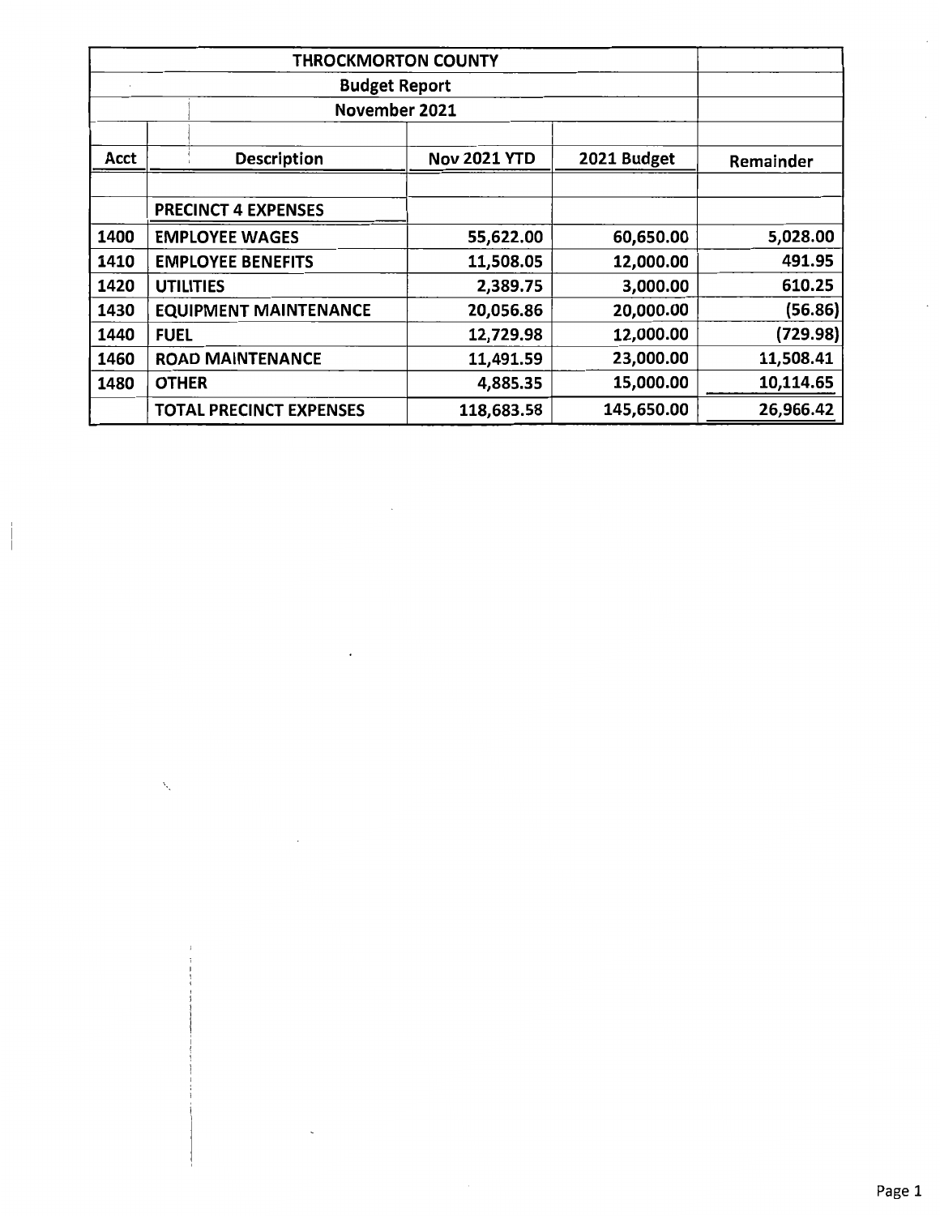| THROCKMORTON COUNTY | | | | |
|---|---|---|---|---|
| Budget Report | | | | |
| November 2021 | | | | |
| Acct | Description | Nov 2021 YTD | 2021 Budget | Remainder |
| | PRECINCT 4 EXPENSES | | | |
| 1400 | EMPLOYEE WAGES | 55,622.00 | 60,650.00 | 5,028.00 |
| 1410 | EMPLOYEE BENEFITS | 11,508.05 | 12,000.00 | 491.95 |
| 1420 | UTILITIES | 2,389.75 | 3,000.00 | 610.25 |
| 1430 | EQUIPMENT MAINTENANCE | 20,056.86 | 20,000.00 | (56.86) |
| 1440 | FUEL | 12,729.98 | 12,000.00 | (729.98) |
| 1460 | ROAD MAINTENANCE | 11,491.59 | 23,000.00 | 11,508.41 |
| 1480 | OTHER | 4,885.35 | 15,000.00 | 10,114.65 |
| | TOTAL PRECINCT EXPENSES | 118,683.58 | 145,650.00 | 26,966.42 |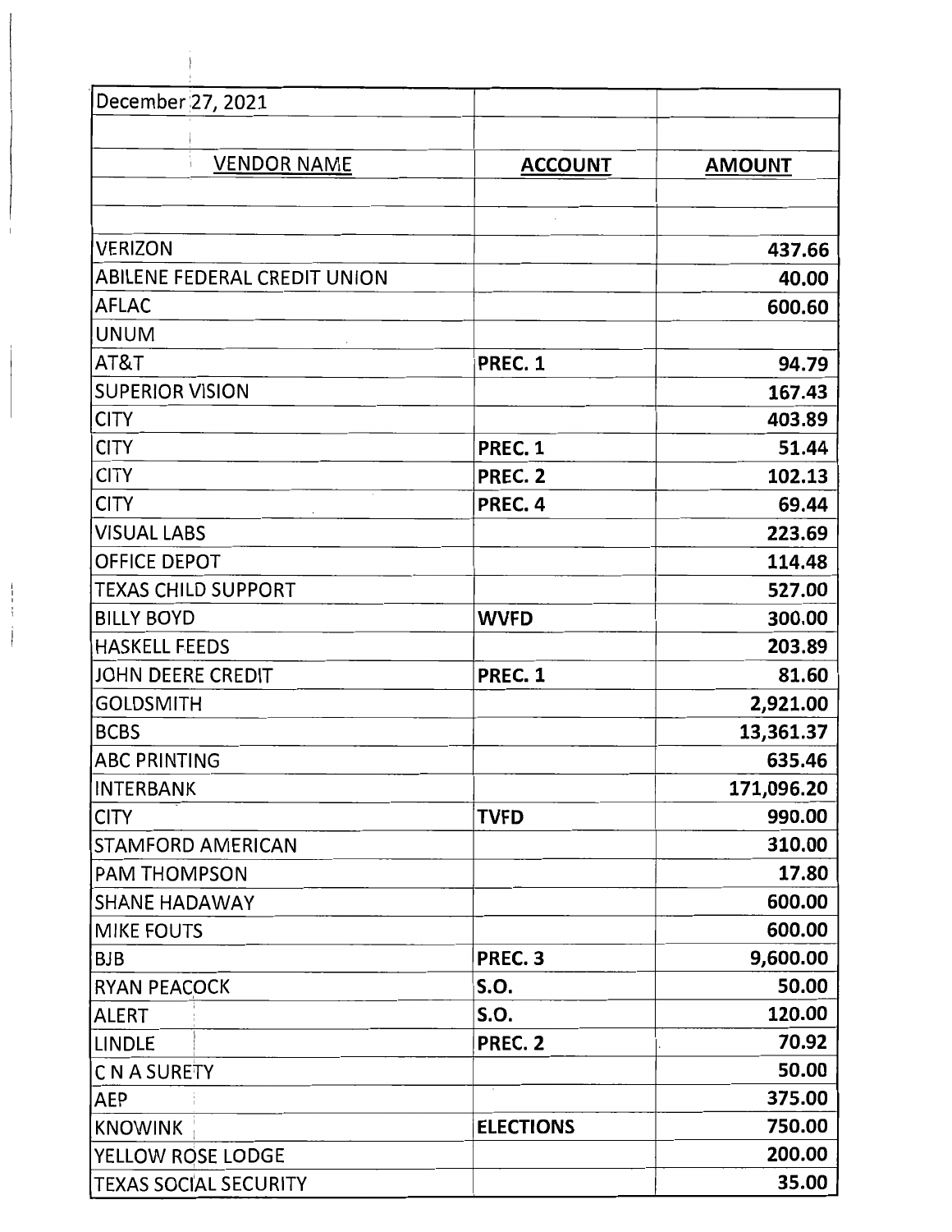| December 27, 2021 | | |
|---|---|---|
| | | |
| VENDOR NAME | ACCOUNT | AMOUNT |
| | | |
| | | |
| VERIZON | | 437.66 |
| ABILENE FEDERAL CREDIT UNION | | 40.00 |
| AFLAC | | 600.60 |
| UNUM | | |
| AT&T | PREC. 1 | 94.79 |
| SUPERIOR VISION | | 167.43 |
| CITY | | 403.89 |
| CITY | PREC. 1 | 51.44 |
| CITY | PREC. 2 | 102.13 |
| CITY | PREC. 4 | 69.44 |
| VISUAL LABS | | 223.69 |
| OFFICE DEPOT | | 114.48 |
| TEXAS CHILD SUPPORT | | 527.00 |
| BILLY BOYD | WVFD | 300.00 |
| HASKELL FEEDS | | 203.89 |
| JOHN DEERE CREDIT | PREC. 1 | 81.60 |
| GOLDSMITH | | 2,921.00 |
| BCBS | | 13,361.37 |
| ABC PRINTING | | 635.46 |
| INTERBANK | | 171,096.20 |
| CITY | TVFD | 990.00 |
| STAMFORD AMERICAN | | 310.00 |
| PAM THOMPSON | | 17.80 |
| SHANE HADAWAY | | 600.00 |
| MIKE FOUTS | | 600.00 |
| BJB | PREC. 3 | 9,600.00 |
| RYAN PEACOCK | S.O. | 50.00 |
| ALERT | S.O. | 120.00 |
| LINDLE | PREC. 2 | 70.92 |
| C N A SURETY | | 50.00 |
| AEP | | 375.00 |
| KNOWINK | ELECTIONS | 750.00 |
| YELLOW ROSE LODGE | | 200.00 |
| TEXAS SOCIAL SECURITY | | 35.00 |